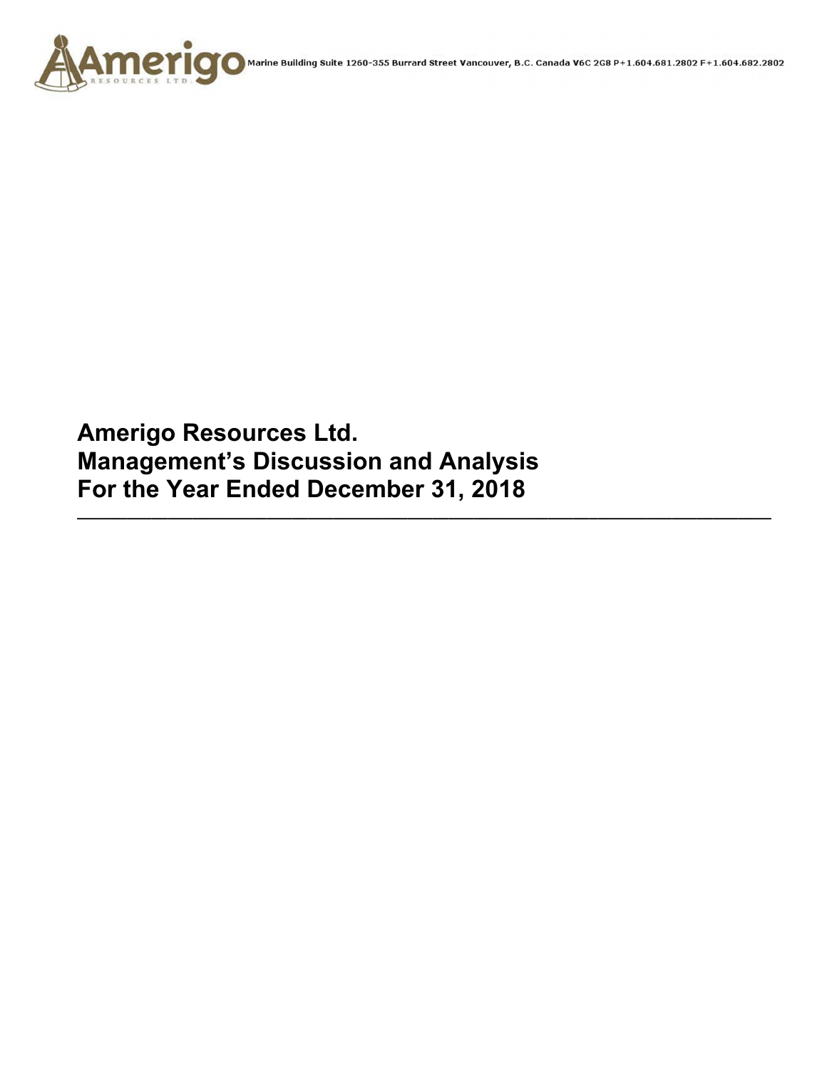Marine Building Suite 1260-355 Burrard Street Vancouver, B.C. Canada V6C 2G8 P+1.604.681.2802 F+1.604.682.2802

# Amerigo Resources Ltd.
# Management's Discussion and Analysis
# For the Year Ended December 31, 2018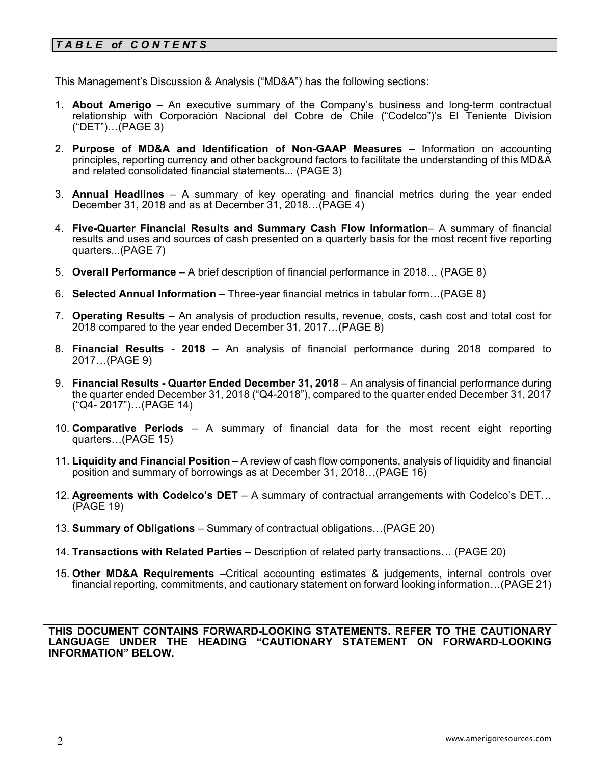## *TABLE of CONTENTS*

This Management's Discussion & Analysis ("MD&A") has the following sections:

1. **About Amerigo** – An executive summary of the Company's business and long-term contractual relationship with Corporación Nacional del Cobre de Chile ("Codelco")'s El Teniente Division ("DET")…(PAGE 3)

2. **Purpose of MD&A and Identification of Non-GAAP Measures** – Information on accounting principles, reporting currency and other background factors to facilitate the understanding of this MD&A and related consolidated financial statements... (PAGE 3)

3. **Annual Headlines** – A summary of key operating and financial metrics during the year ended December 31, 2018 and as at December 31, 2018…(PAGE 4)

4. **Five-Quarter Financial Results and Summary Cash Flow Information**– A summary of financial results and uses and sources of cash presented on a quarterly basis for the most recent five reporting quarters...(PAGE 7)

5. **Overall Performance** – A brief description of financial performance in 2018… (PAGE 8)

6. **Selected Annual Information** – Three-year financial metrics in tabular form…(PAGE 8)

7. **Operating Results** – An analysis of production results, revenue, costs, cash cost and total cost for 2018 compared to the year ended December 31, 2017…(PAGE 8)

8. **Financial Results - 2018** – An analysis of financial performance during 2018 compared to 2017…(PAGE 9)

9. **Financial Results - Quarter Ended December 31, 2018** – An analysis of financial performance during the quarter ended December 31, 2018 ("Q4-2018"), compared to the quarter ended December 31, 2017 ("Q4- 2017")…(PAGE 14)

10. **Comparative Periods** – A summary of financial data for the most recent eight reporting quarters…(PAGE 15)

11. **Liquidity and Financial Position** – A review of cash flow components, analysis of liquidity and financial position and summary of borrowings as at December 31, 2018…(PAGE 16)

12. **Agreements with Codelco's DET** – A summary of contractual arrangements with Codelco's DET…(PAGE 19)

13. **Summary of Obligations** – Summary of contractual obligations…(PAGE 20)

14. **Transactions with Related Parties** – Description of related party transactions… (PAGE 20)

15. **Other MD&A Requirements** –Critical accounting estimates & judgements, internal controls over financial reporting, commitments, and cautionary statement on forward looking information…(PAGE 21)

**THIS DOCUMENT CONTAINS FORWARD-LOOKING STATEMENTS. REFER TO THE CAUTIONARY LANGUAGE UNDER THE HEADING "CAUTIONARY STATEMENT ON FORWARD-LOOKING INFORMATION" BELOW.**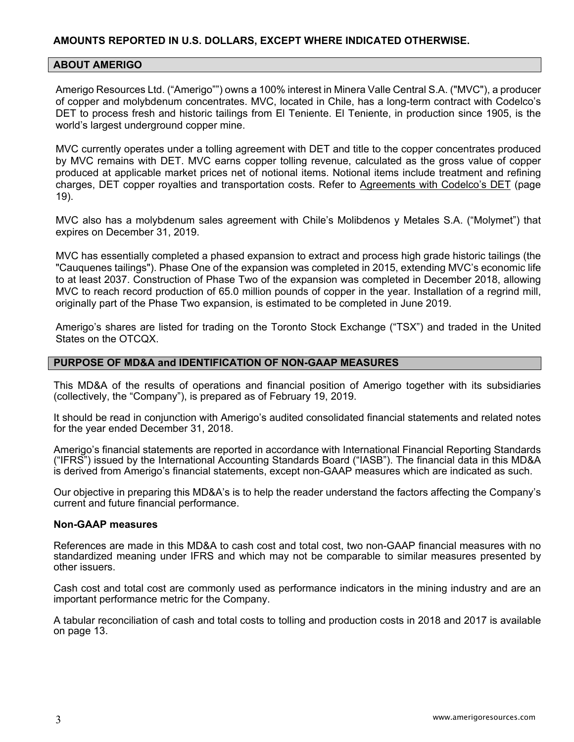**AMOUNTS REPORTED IN U.S. DOLLARS, EXCEPT WHERE INDICATED OTHERWISE.**

## ABOUT AMERIGO

Amerigo Resources Ltd. ("Amerigo"") owns a 100% interest in Minera Valle Central S.A. ("MVC"), a producer of copper and molybdenum concentrates. MVC, located in Chile, has a long-term contract with Codelco's DET to process fresh and historic tailings from El Teniente. El Teniente, in production since 1905, is the world's largest underground copper mine.

MVC currently operates under a tolling agreement with DET and title to the copper concentrates produced by MVC remains with DET. MVC earns copper tolling revenue, calculated as the gross value of copper produced at applicable market prices net of notional items. Notional items include treatment and refining charges, DET copper royalties and transportation costs. Refer to Agreements with Codelco's DET (page 19).

MVC also has a molybdenum sales agreement with Chile's Molibdenos y Metales S.A. ("Molymet") that expires on December 31, 2019.

MVC has essentially completed a phased expansion to extract and process high grade historic tailings (the "Cauquenes tailings"). Phase One of the expansion was completed in 2015, extending MVC's economic life to at least 2037. Construction of Phase Two of the expansion was completed in December 2018, allowing MVC to reach record production of 65.0 million pounds of copper in the year. Installation of a regrind mill, originally part of the Phase Two expansion, is estimated to be completed in June 2019.

Amerigo's shares are listed for trading on the Toronto Stock Exchange ("TSX") and traded in the United States on the OTCQX.

## PURPOSE OF MD&A and IDENTIFICATION OF NON-GAAP MEASURES

This MD&A of the results of operations and financial position of Amerigo together with its subsidiaries (collectively, the "Company"), is prepared as of February 19, 2019.

It should be read in conjunction with Amerigo's audited consolidated financial statements and related notes for the year ended December 31, 2018.

Amerigo's financial statements are reported in accordance with International Financial Reporting Standards ("IFRS") issued by the International Accounting Standards Board ("IASB"). The financial data in this MD&A is derived from Amerigo's financial statements, except non-GAAP measures which are indicated as such.

Our objective in preparing this MD&A's is to help the reader understand the factors affecting the Company's current and future financial performance.

### Non-GAAP measures

References are made in this MD&A to cash cost and total cost, two non-GAAP financial measures with no standardized meaning under IFRS and which may not be comparable to similar measures presented by other issuers.

Cash cost and total cost are commonly used as performance indicators in the mining industry and are an important performance metric for the Company.

A tabular reconciliation of cash and total costs to tolling and production costs in 2018 and 2017 is available on page 13.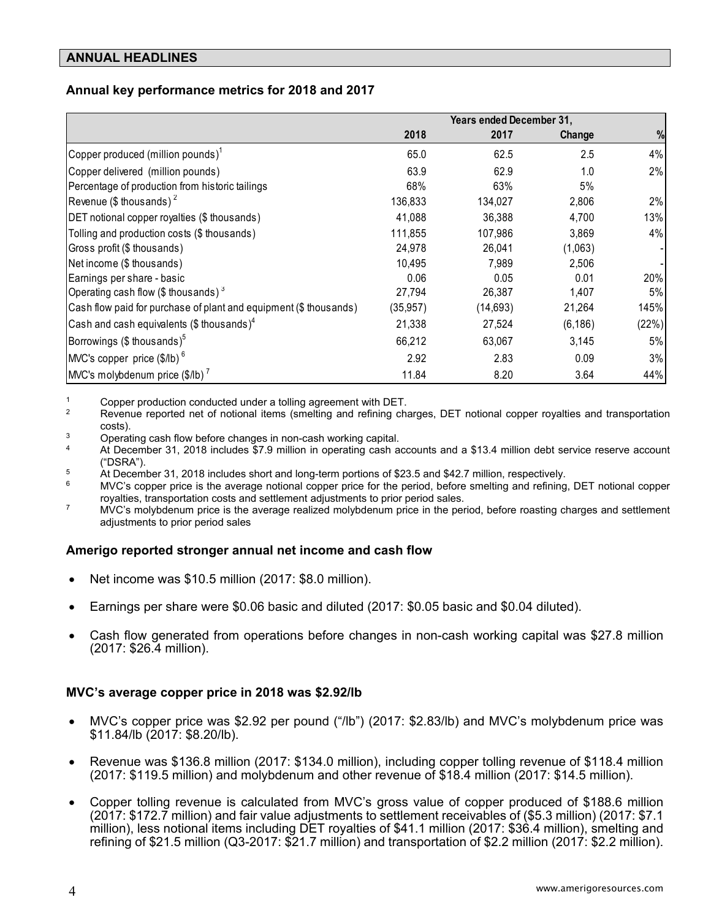## ANNUAL HEADLINES

### Annual key performance metrics for 2018 and 2017

| | Years ended December 31, | | | |
|---|---|---|---|---|
| | 2018 | 2017 | Change | % |
| Copper produced (million pounds)[1] | 65.0 | 62.5 | 2.5 | 4% |
| Copper delivered (million pounds) | 63.9 | 62.9 | 1.0 | 2% |
| Percentage of production from historic tailings | 68% | 63% | 5% | |
| Revenue ($ thousands) [2] | 136,833 | 134,027 | 2,806 | 2% |
| DET notional copper royalties ($ thousands) | 41,088 | 36,388 | 4,700 | 13% |
| Tolling and production costs ($ thousands) | 111,855 | 107,986 | 3,869 | 4% |
| Gross profit ($ thousands) | 24,978 | 26,041 | (1,063) | - |
| Net income ($ thousands) | 10,495 | 7,989 | 2,506 | - |
| Earnings per share - basic | 0.06 | 0.05 | 0.01 | 20% |
| Operating cash flow ($ thousands) [3] | 27,794 | 26,387 | 1,407 | 5% |
| Cash flow paid for purchase of plant and equipment ($ thousands) | (35,957) | (14,693) | 21,264 | 145% |
| Cash and cash equivalents ($ thousands)[4] | 21,338 | 27,524 | (6,186) | (22%) |
| Borrowings ($ thousands)[5] | 66,212 | 63,067 | 3,145 | 5% |
| MVC's copper price ($/lb) [6] | 2.92 | 2.83 | 0.09 | 3% |
| MVC's molybdenum price ($/lb) [7] | 11.84 | 8.20 | 3.64 | 44% |

1. Copper production conducted under a tolling agreement with DET.
2. Revenue reported net of notional items (smelting and refining charges, DET notional copper royalties and transportation costs).
3. Operating cash flow before changes in non-cash working capital.
4. At December 31, 2018 includes $7.9 million in operating cash accounts and a $13.4 million debt service reserve account ("DSRA").
5. At December 31, 2018 includes short and long-term portions of $23.5 and $42.7 million, respectively.
6. MVC's copper price is the average notional copper price for the period, before smelting and refining, DET notional copper royalties, transportation costs and settlement adjustments to prior period sales.
7. MVC's molybdenum price is the average realized molybdenum price in the period, before roasting charges and settlement adjustments to prior period sales

### Amerigo reported stronger annual net income and cash flow

- Net income was $10.5 million (2017: $8.0 million).
- Earnings per share were $0.06 basic and diluted (2017: $0.05 basic and $0.04 diluted).
- Cash flow generated from operations before changes in non-cash working capital was $27.8 million (2017: $26.4 million).

### MVC's average copper price in 2018 was $2.92/lb

- MVC's copper price was $2.92 per pound ("/lb") (2017: $2.83/lb) and MVC's molybdenum price was $11.84/lb (2017: $8.20/lb).
- Revenue was $136.8 million (2017: $134.0 million), including copper tolling revenue of $118.4 million (2017: $119.5 million) and molybdenum and other revenue of $18.4 million (2017: $14.5 million).
- Copper tolling revenue is calculated from MVC's gross value of copper produced of $188.6 million (2017: $172.7 million) and fair value adjustments to settlement receivables of ($5.3 million) (2017: $7.1 million), less notional items including DET royalties of $41.1 million (2017: $36.4 million), smelting and refining of $21.5 million (Q3-2017: $21.7 million) and transportation of $2.2 million (2017: $2.2 million).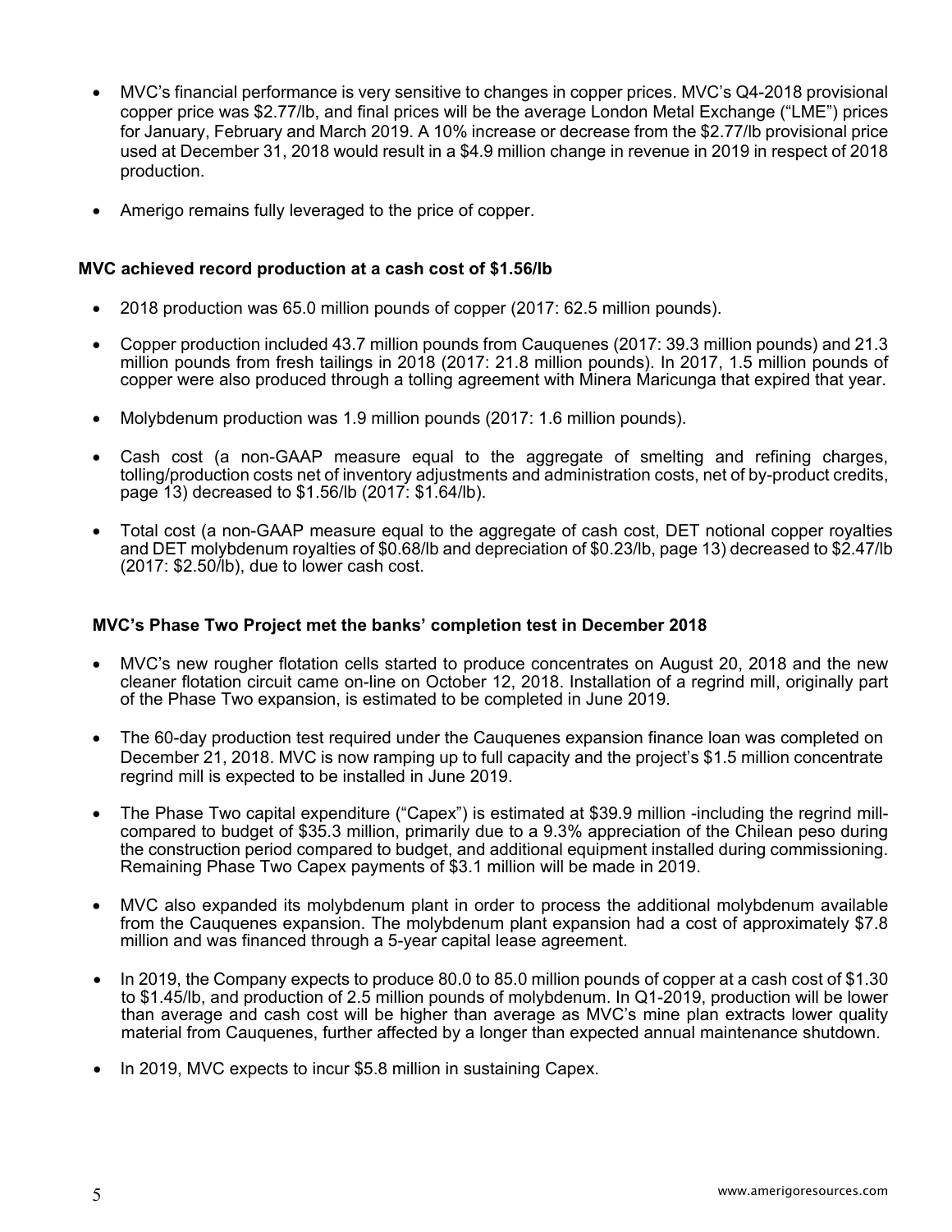- MVC's financial performance is very sensitive to changes in copper prices. MVC's Q4-2018 provisional copper price was $2.77/lb, and final prices will be the average London Metal Exchange ("LME") prices for January, February and March 2019. A 10% increase or decrease from the $2.77/lb provisional price used at December 31, 2018 would result in a $4.9 million change in revenue in 2019 in respect of 2018 production.
- Amerigo remains fully leveraged to the price of copper.

**MVC achieved record production at a cash cost of $1.56/lb**

- 2018 production was 65.0 million pounds of copper (2017: 62.5 million pounds).
- Copper production included 43.7 million pounds from Cauquenes (2017: 39.3 million pounds) and 21.3 million pounds from fresh tailings in 2018 (2017: 21.8 million pounds). In 2017, 1.5 million pounds of copper were also produced through a tolling agreement with Minera Maricunga that expired that year.
- Molybdenum production was 1.9 million pounds (2017: 1.6 million pounds).
- Cash cost (a non-GAAP measure equal to the aggregate of smelting and refining charges, tolling/production costs net of inventory adjustments and administration costs, net of by-product credits, page 13) decreased to $1.56/lb (2017: $1.64/lb).
- Total cost (a non-GAAP measure equal to the aggregate of cash cost, DET notional copper royalties and DET molybdenum royalties of $0.68/lb and depreciation of $0.23/lb, page 13) decreased to $2.47/lb (2017: $2.50/lb), due to lower cash cost.

**MVC's Phase Two Project met the banks' completion test in December 2018**

- MVC's new rougher flotation cells started to produce concentrates on August 20, 2018 and the new cleaner flotation circuit came on-line on October 12, 2018. Installation of a regrind mill, originally part of the Phase Two expansion, is estimated to be completed in June 2019.
- The 60-day production test required under the Cauquenes expansion finance loan was completed on December 21, 2018. MVC is now ramping up to full capacity and the project's $1.5 million concentrate regrind mill is expected to be installed in June 2019.
- The Phase Two capital expenditure ("Capex") is estimated at $39.9 million -including the regrind mill- compared to budget of $35.3 million, primarily due to a 9.3% appreciation of the Chilean peso during the construction period compared to budget, and additional equipment installed during commissioning. Remaining Phase Two Capex payments of $3.1 million will be made in 2019.
- MVC also expanded its molybdenum plant in order to process the additional molybdenum available from the Cauquenes expansion. The molybdenum plant expansion had a cost of approximately $7.8 million and was financed through a 5-year capital lease agreement.
- In 2019, the Company expects to produce 80.0 to 85.0 million pounds of copper at a cash cost of $1.30 to $1.45/lb, and production of 2.5 million pounds of molybdenum. In Q1-2019, production will be lower than average and cash cost will be higher than average as MVC's mine plan extracts lower quality material from Cauquenes, further affected by a longer than expected annual maintenance shutdown.
- In 2019, MVC expects to incur $5.8 million in sustaining Capex.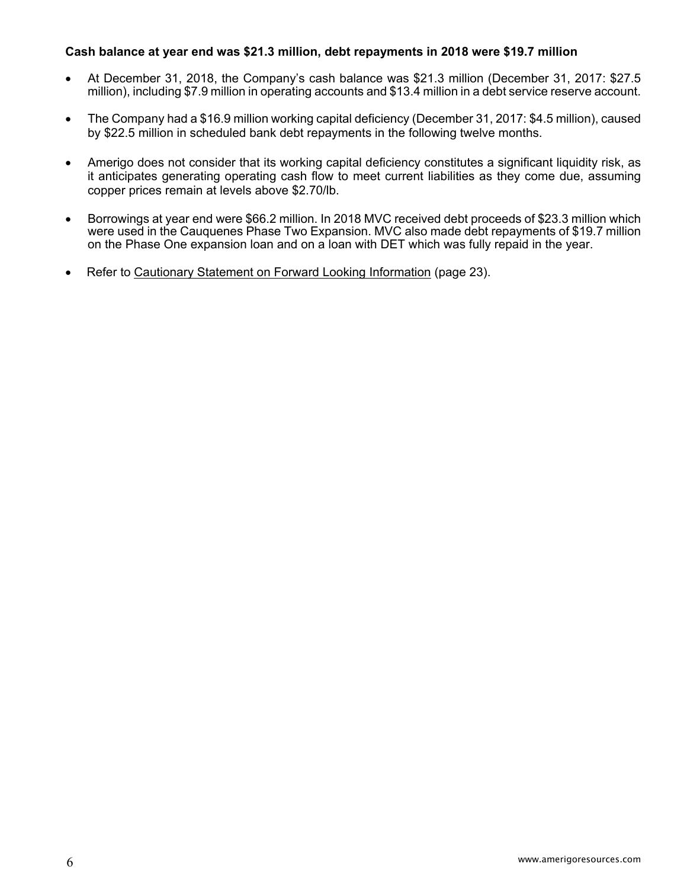**Cash balance at year end was $21.3 million, debt repayments in 2018 were $19.7 million**

- At December 31, 2018, the Company's cash balance was $21.3 million (December 31, 2017: $27.5 million), including $7.9 million in operating accounts and $13.4 million in a debt service reserve account.
- The Company had a $16.9 million working capital deficiency (December 31, 2017: $4.5 million), caused by $22.5 million in scheduled bank debt repayments in the following twelve months.
- Amerigo does not consider that its working capital deficiency constitutes a significant liquidity risk, as it anticipates generating operating cash flow to meet current liabilities as they come due, assuming copper prices remain at levels above $2.70/lb.
- Borrowings at year end were $66.2 million. In 2018 MVC received debt proceeds of $23.3 million which were used in the Cauquenes Phase Two Expansion. MVC also made debt repayments of $19.7 million on the Phase One expansion loan and on a loan with DET which was fully repaid in the year.
- Refer to Cautionary Statement on Forward Looking Information (page 23).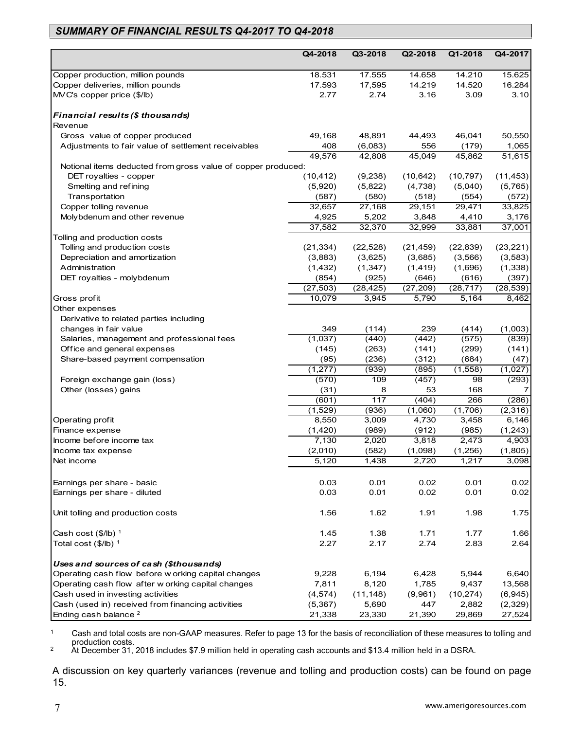## *SUMMARY OF FINANCIAL RESULTS Q4-2017 TO Q4-2018*

| | Q4-2018 | Q3-2018 | Q2-2018 | Q1-2018 | Q4-2017 |
|---|---|---|---|---|---|
| Copper production, million pounds | 18.531 | 17.555 | 14.658 | 14.210 | 15.625 |
| Copper deliveries, million pounds | 17.593 | 17,595 | 14.219 | 14.520 | 16.284 |
| MVC's copper price ($/lb) | 2.77 | 2.74 | 3.16 | 3.09 | 3.10 |
| ***Financial results ($ thousands)*** | | | | | |
| Revenue | | | | | |
| Gross value of copper produced | 49,168 | 48,891 | 44,493 | 46,041 | 50,550 |
| Adjustments to fair value of settlement receivables | 408 | (6,083) | 556 | (179) | 1,065 |
| | 49,576 | 42,808 | 45,049 | 45,862 | 51,615 |
| Notional items deducted from gross value of copper produced: | | | | | |
| DET royalties - copper | (10,412) | (9,238) | (10,642) | (10,797) | (11,453) |
| Smelting and refining | (5,920) | (5,822) | (4,738) | (5,040) | (5,765) |
| Transportation | (587) | (580) | (518) | (554) | (572) |
| Copper tolling revenue | 32,657 | 27,168 | 29,151 | 29,471 | 33,825 |
| Molybdenum and other revenue | 4,925 | 5,202 | 3,848 | 4,410 | 3,176 |
| | 37,582 | 32,370 | 32,999 | 33,881 | 37,001 |
| Tolling and production costs | | | | | |
| Tolling and production costs | (21,334) | (22,528) | (21,459) | (22,839) | (23,221) |
| Depreciation and amortization | (3,883) | (3,625) | (3,685) | (3,566) | (3,583) |
| Administration | (1,432) | (1,347) | (1,419) | (1,696) | (1,338) |
| DET royalties - molybdenum | (854) | (925) | (646) | (616) | (397) |
| | (27,503) | (28,425) | (27,209) | (28,717) | (28,539) |
| Gross profit | 10,079 | 3,945 | 5,790 | 5,164 | 8,462 |
| Other expenses | | | | | |
| Derivative to related parties including changes in fair value | 349 | (114) | 239 | (414) | (1,003) |
| Salaries, management and professional fees | (1,037) | (440) | (442) | (575) | (839) |
| Office and general expenses | (145) | (263) | (141) | (299) | (141) |
| Share-based payment compensation | (95) | (236) | (312) | (684) | (47) |
| | (1,277) | (939) | (895) | (1,558) | (1,027) |
| Foreign exchange gain (loss) | (570) | 109 | (457) | 98 | (293) |
| Other (losses) gains | (31) | 8 | 53 | 168 | 7 |
| | (601) | 117 | (404) | 266 | (286) |
| | (1,529) | (936) | (1,060) | (1,706) | (2,316) |
| Operating profit | 8,550 | 3,009 | 4,730 | 3,458 | 6,146 |
| Finance expense | (1,420) | (989) | (912) | (985) | (1,243) |
| Income before income tax | 7,130 | 2,020 | 3,818 | 2,473 | 4,903 |
| Income tax expense | (2,010) | (582) | (1,098) | (1,256) | (1,805) |
| Net income | 5,120 | 1,438 | 2,720 | 1,217 | 3,098 |
| Earnings per share - basic | 0.03 | 0.01 | 0.02 | 0.01 | 0.02 |
| Earnings per share - diluted | 0.03 | 0.01 | 0.02 | 0.01 | 0.02 |
| Unit tolling and production costs | 1.56 | 1.62 | 1.91 | 1.98 | 1.75 |
| Cash cost ($/lb) [1] | 1.45 | 1.38 | 1.71 | 1.77 | 1.66 |
| Total cost ($/lb) [1] | 2.27 | 2.17 | 2.74 | 2.83 | 2.64 |
| ***Uses and sources of cash ($thousands)*** | | | | | |
| Operating cash flow before working capital changes | 9,228 | 6,194 | 6,428 | 5,944 | 6,640 |
| Operating cash flow after working capital changes | 7,811 | 8,120 | 1,785 | 9,437 | 13,568 |
| Cash used in investing activities | (4,574) | (11,148) | (9,961) | (10,274) | (6,945) |
| Cash (used in) received from financing activities | (5,367) | 5,690 | 447 | 2,882 | (2,329) |
| Ending cash balance [2] | 21,338 | 23,330 | 21,390 | 29,869 | 27,524 |

[1] Cash and total costs are non-GAAP measures. Refer to page 13 for the basis of reconciliation of these measures to tolling and production costs.

[2] At December 31, 2018 includes $7.9 million held in operating cash accounts and $13.4 million held in a DSRA.

A discussion on key quarterly variances (revenue and tolling and production costs) can be found on page 15.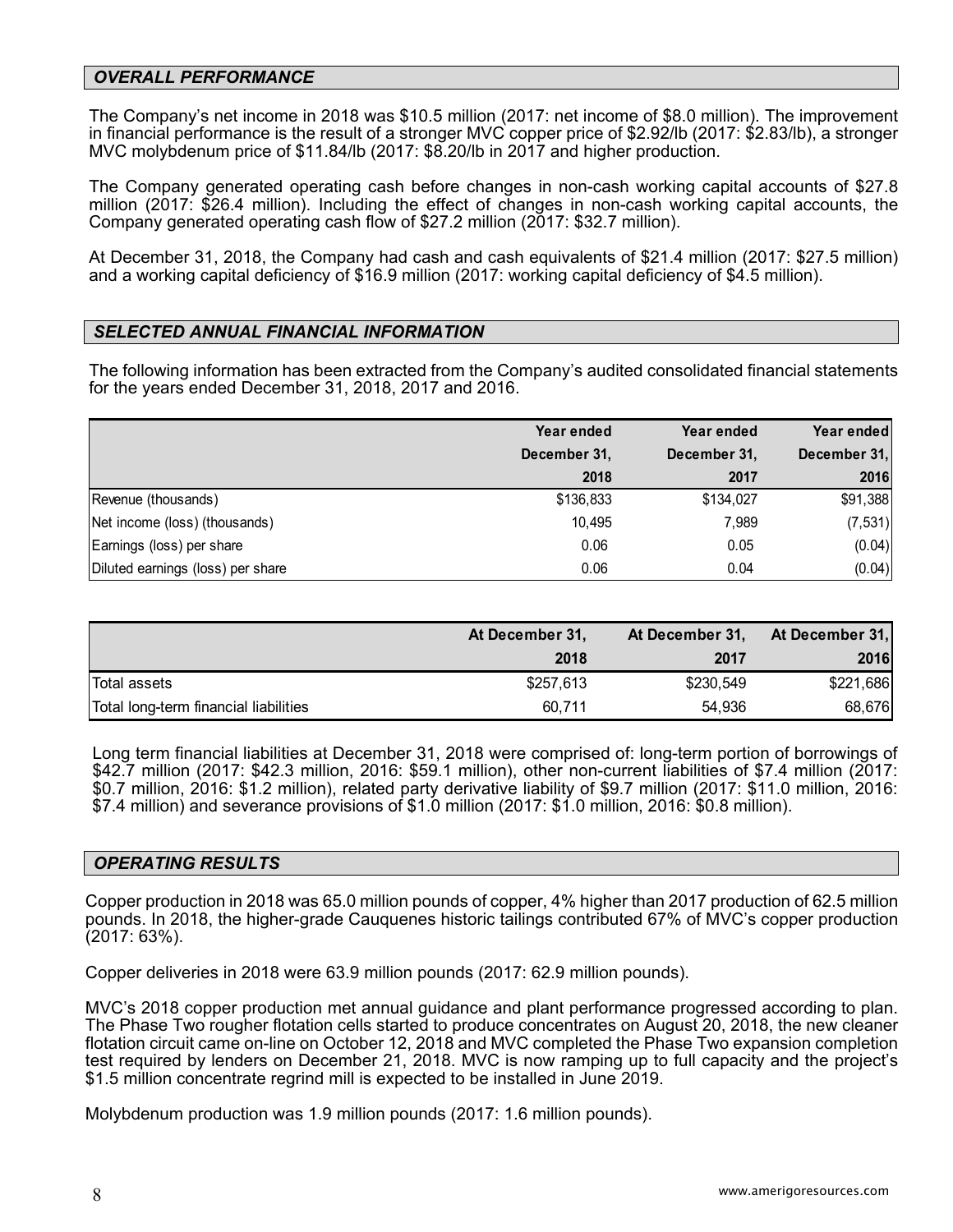## *OVERALL PERFORMANCE*

The Company's net income in 2018 was $10.5 million (2017: net income of $8.0 million). The improvement in financial performance is the result of a stronger MVC copper price of $2.92/lb (2017: $2.83/lb), a stronger MVC molybdenum price of $11.84/lb (2017: $8.20/lb in 2017 and higher production.

The Company generated operating cash before changes in non-cash working capital accounts of $27.8 million (2017: $26.4 million). Including the effect of changes in non-cash working capital accounts, the Company generated operating cash flow of $27.2 million (2017: $32.7 million).

At December 31, 2018, the Company had cash and cash equivalents of $21.4 million (2017: $27.5 million) and a working capital deficiency of $16.9 million (2017: working capital deficiency of $4.5 million).

## *SELECTED ANNUAL FINANCIAL INFORMATION*

The following information has been extracted from the Company's audited consolidated financial statements for the years ended December 31, 2018, 2017 and 2016.

| | Year ended December 31, 2018 | Year ended December 31, 2017 | Year ended December 31, 2016 |
|---|---|---|---|
| Revenue (thousands) | $136,833 | $134,027 | $91,388 |
| Net income (loss) (thousands) | 10,495 | 7,989 | (7,531) |
| Earnings (loss) per share | 0.06 | 0.05 | (0.04) |
| Diluted earnings (loss) per share | 0.06 | 0.04 | (0.04) |

| | At December 31, 2018 | At December 31, 2017 | At December 31, 2016 |
|---|---|---|---|
| Total assets | $257,613 | $230,549 | $221,686 |
| Total long-term financial liabilities | 60,711 | 54,936 | 68,676 |

Long term financial liabilities at December 31, 2018 were comprised of: long-term portion of borrowings of $42.7 million (2017: $42.3 million, 2016: $59.1 million), other non-current liabilities of $7.4 million (2017: $0.7 million, 2016: $1.2 million), related party derivative liability of $9.7 million (2017: $11.0 million, 2016: $7.4 million) and severance provisions of $1.0 million (2017: $1.0 million, 2016: $0.8 million).

## *OPERATING RESULTS*

Copper production in 2018 was 65.0 million pounds of copper, 4% higher than 2017 production of 62.5 million pounds. In 2018, the higher-grade Cauquenes historic tailings contributed 67% of MVC's copper production (2017: 63%).

Copper deliveries in 2018 were 63.9 million pounds (2017: 62.9 million pounds).

MVC's 2018 copper production met annual guidance and plant performance progressed according to plan. The Phase Two rougher flotation cells started to produce concentrates on August 20, 2018, the new cleaner flotation circuit came on-line on October 12, 2018 and MVC completed the Phase Two expansion completion test required by lenders on December 21, 2018. MVC is now ramping up to full capacity and the project's $1.5 million concentrate regrind mill is expected to be installed in June 2019.

Molybdenum production was 1.9 million pounds (2017: 1.6 million pounds).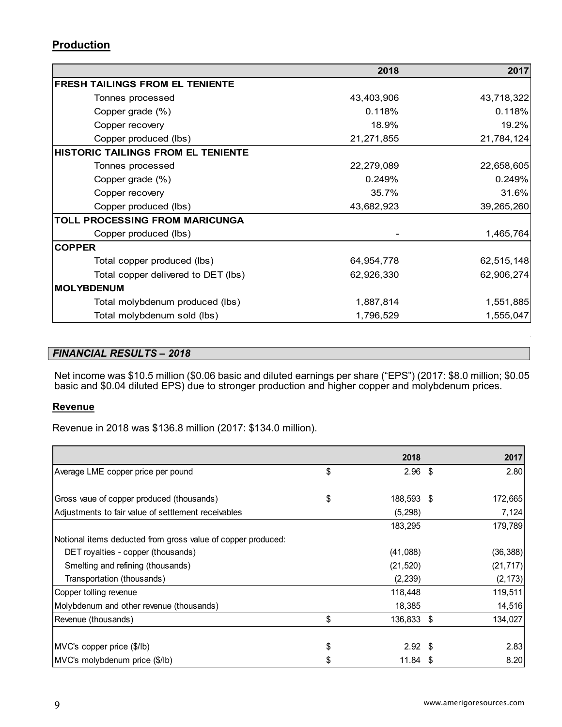## Production

| | 2018 | 2017 |
|---|---|---|
| **FRESH TAILINGS FROM EL TENIENTE** | | |
| Tonnes processed | 43,403,906 | 43,718,322 |
| Copper grade (%) | 0.118% | 0.118% |
| Copper recovery | 18.9% | 19.2% |
| Copper produced (lbs) | 21,271,855 | 21,784,124 |
| **HISTORIC TAILINGS FROM EL TENIENTE** | | |
| Tonnes processed | 22,279,089 | 22,658,605 |
| Copper grade (%) | 0.249% | 0.249% |
| Copper recovery | 35.7% | 31.6% |
| Copper produced (lbs) | 43,682,923 | 39,265,260 |
| **TOLL PROCESSING FROM MARICUNGA** | | |
| Copper produced (lbs) | - | 1,465,764 |
| **COPPER** | | |
| Total copper produced (lbs) | 64,954,778 | 62,515,148 |
| Total copper delivered to DET (lbs) | 62,926,330 | 62,906,274 |
| **MOLYBDENUM** | | |
| Total molybdenum produced (lbs) | 1,887,814 | 1,551,885 |
| Total molybdenum sold (lbs) | 1,796,529 | 1,555,047 |

## *FINANCIAL RESULTS – 2018*

Net income was $10.5 million ($0.06 basic and diluted earnings per share ("EPS") (2017: $8.0 million; $0.05 basic and $0.04 diluted EPS) due to stronger production and higher copper and molybdenum prices.

### Revenue

Revenue in 2018 was $136.8 million (2017: $134.0 million).

| | 2018 | 2017 |
|---|---|---|
| Average LME copper price per pound | $ 2.96 | $ 2.80 |
| Gross vaue of copper produced (thousands) | $ 188,593 | $ 172,665 |
| Adjustments to fair value of settlement receivables | (5,298) | 7,124 |
| | 183,295 | 179,789 |
| Notional items deducted from gross value of copper produced: | | |
| DET royalties - copper (thousands) | (41,088) | (36,388) |
| Smelting and refining (thousands) | (21,520) | (21,717) |
| Transportation (thousands) | (2,239) | (2,173) |
| Copper tolling revenue | 118,448 | 119,511 |
| Molybdenum and other revenue (thousands) | 18,385 | 14,516 |
| Revenue (thousands) | $ 136,833 | $ 134,027 |
| MVC's copper price ($/lb) | $ 2.92 | $ 2.83 |
| MVC's molybdenum price ($/lb) | $ 11.84 | $ 8.20 |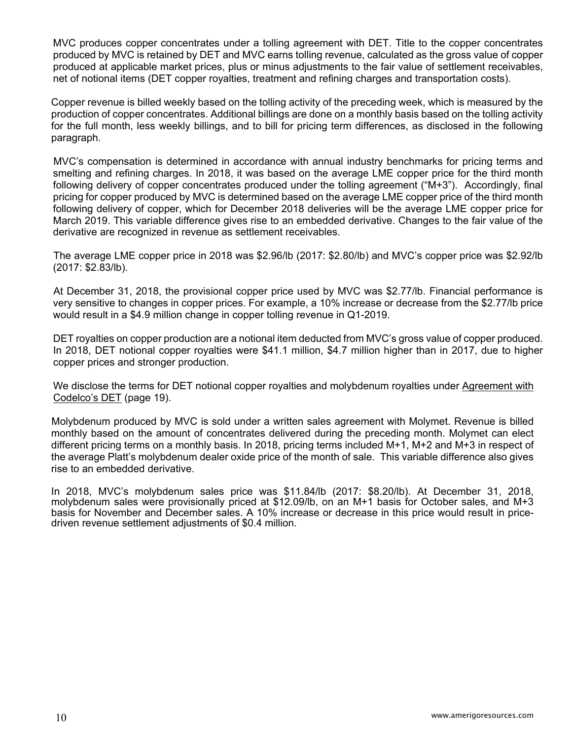MVC produces copper concentrates under a tolling agreement with DET. Title to the copper concentrates produced by MVC is retained by DET and MVC earns tolling revenue, calculated as the gross value of copper produced at applicable market prices, plus or minus adjustments to the fair value of settlement receivables, net of notional items (DET copper royalties, treatment and refining charges and transportation costs).

Copper revenue is billed weekly based on the tolling activity of the preceding week, which is measured by the production of copper concentrates. Additional billings are done on a monthly basis based on the tolling activity for the full month, less weekly billings, and to bill for pricing term differences, as disclosed in the following paragraph.

MVC's compensation is determined in accordance with annual industry benchmarks for pricing terms and smelting and refining charges. In 2018, it was based on the average LME copper price for the third month following delivery of copper concentrates produced under the tolling agreement ("M+3"). Accordingly, final pricing for copper produced by MVC is determined based on the average LME copper price of the third month following delivery of copper, which for December 2018 deliveries will be the average LME copper price for March 2019. This variable difference gives rise to an embedded derivative. Changes to the fair value of the derivative are recognized in revenue as settlement receivables.

The average LME copper price in 2018 was $2.96/lb (2017: $2.80/lb) and MVC's copper price was $2.92/lb (2017: $2.83/lb).

At December 31, 2018, the provisional copper price used by MVC was $2.77/lb. Financial performance is very sensitive to changes in copper prices. For example, a 10% increase or decrease from the $2.77/lb price would result in a $4.9 million change in copper tolling revenue in Q1-2019.

DET royalties on copper production are a notional item deducted from MVC's gross value of copper produced. In 2018, DET notional copper royalties were $41.1 million, $4.7 million higher than in 2017, due to higher copper prices and stronger production.

We disclose the terms for DET notional copper royalties and molybdenum royalties under Agreement with Codelco's DET (page 19).

Molybdenum produced by MVC is sold under a written sales agreement with Molymet. Revenue is billed monthly based on the amount of concentrates delivered during the preceding month. Molymet can elect different pricing terms on a monthly basis. In 2018, pricing terms included M+1, M+2 and M+3 in respect of the average Platt's molybdenum dealer oxide price of the month of sale. This variable difference also gives rise to an embedded derivative.

In 2018, MVC's molybdenum sales price was $11.84/lb (2017: $8.20/lb). At December 31, 2018, molybdenum sales were provisionally priced at $12.09/lb, on an M+1 basis for October sales, and M+3 basis for November and December sales. A 10% increase or decrease in this price would result in price-driven revenue settlement adjustments of $0.4 million.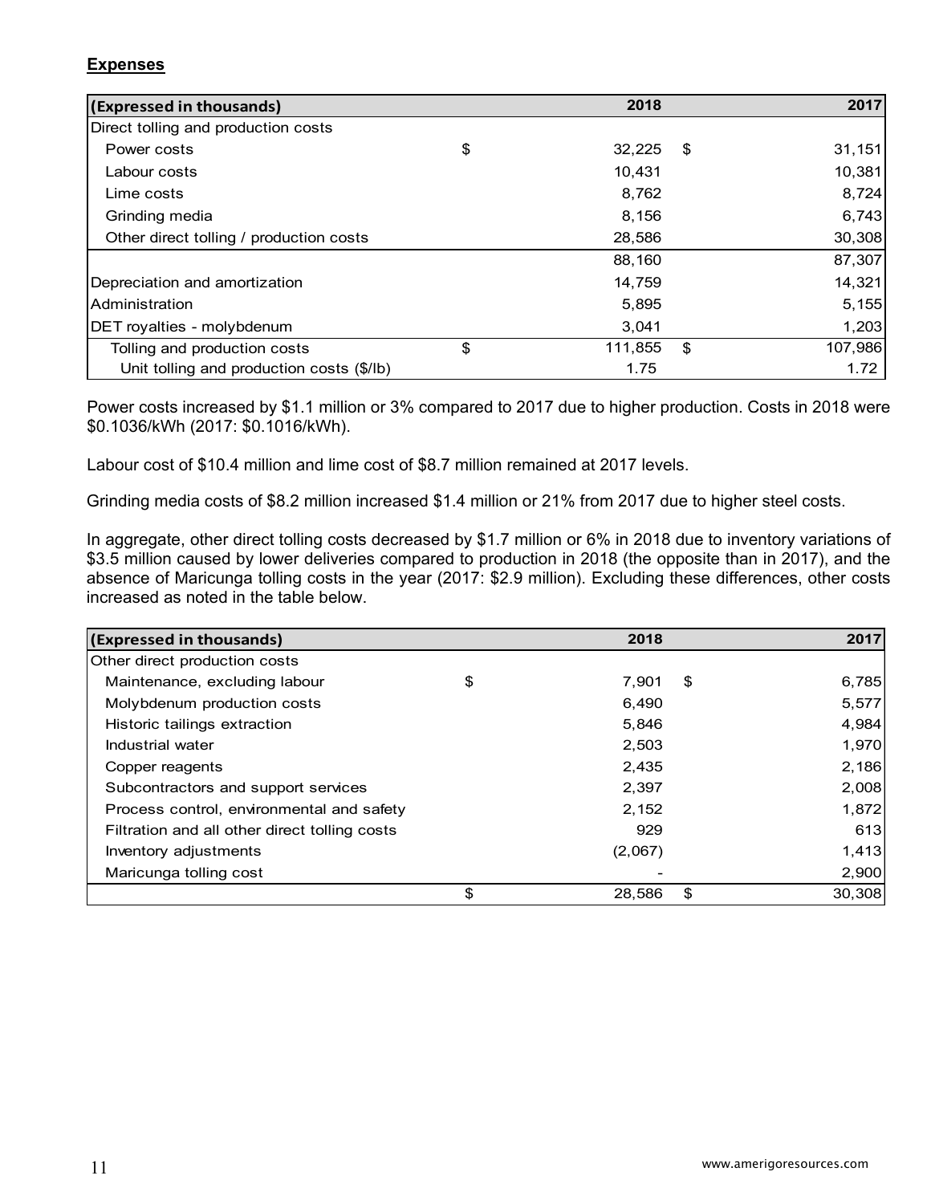**Expenses**

| (Expressed in thousands) | 2018 | 2017 |
|---|---|---|
| Direct tolling and production costs | | |
| Power costs | $ 32,225 | $ 31,151 |
| Labour costs | 10,431 | 10,381 |
| Lime costs | 8,762 | 8,724 |
| Grinding media | 8,156 | 6,743 |
| Other direct tolling / production costs | 28,586 | 30,308 |
| | 88,160 | 87,307 |
| Depreciation and amortization | 14,759 | 14,321 |
| Administration | 5,895 | 5,155 |
| DET royalties - molybdenum | 3,041 | 1,203 |
| Tolling and production costs | $ 111,855 | $ 107,986 |
| Unit tolling and production costs ($/lb) | 1.75 | 1.72 |

Power costs increased by $1.1 million or 3% compared to 2017 due to higher production. Costs in 2018 were $0.1036/kWh (2017: $0.1016/kWh).

Labour cost of $10.4 million and lime cost of $8.7 million remained at 2017 levels.

Grinding media costs of $8.2 million increased $1.4 million or 21% from 2017 due to higher steel costs.

In aggregate, other direct tolling costs decreased by $1.7 million or 6% in 2018 due to inventory variations of $3.5 million caused by lower deliveries compared to production in 2018 (the opposite than in 2017), and the absence of Maricunga tolling costs in the year (2017: $2.9 million). Excluding these differences, other costs increased as noted in the table below.

| (Expressed in thousands) | 2018 | 2017 |
|---|---|---|
| Other direct production costs | | |
| Maintenance, excluding labour | $ 7,901 | $ 6,785 |
| Molybdenum production costs | 6,490 | 5,577 |
| Historic tailings extraction | 5,846 | 4,984 |
| Industrial water | 2,503 | 1,970 |
| Copper reagents | 2,435 | 2,186 |
| Subcontractors and support services | 2,397 | 2,008 |
| Process control, environmental and safety | 2,152 | 1,872 |
| Filtration and all other direct tolling costs | 929 | 613 |
| Inventory adjustments | (2,067) | 1,413 |
| Maricunga tolling cost | - | 2,900 |
| | $ 28,586 | $ 30,308 |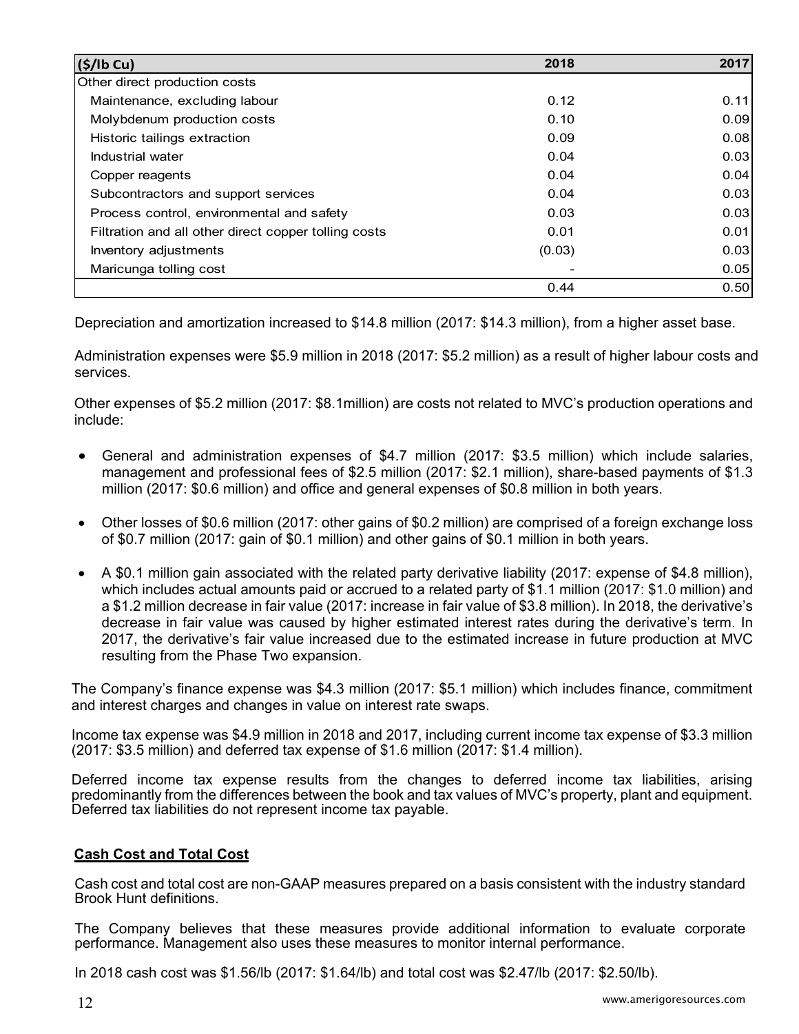| ($/lb Cu) | 2018 | 2017 |
|---|---|---|
| Other direct production costs | | |
| Maintenance, excluding labour | 0.12 | 0.11 |
| Molybdenum production costs | 0.10 | 0.09 |
| Historic tailings extraction | 0.09 | 0.08 |
| Industrial water | 0.04 | 0.03 |
| Copper reagents | 0.04 | 0.04 |
| Subcontractors and support services | 0.04 | 0.03 |
| Process control, environmental and safety | 0.03 | 0.03 |
| Filtration and all other direct copper tolling costs | 0.01 | 0.01 |
| Inventory adjustments | (0.03) | 0.03 |
| Maricunga tolling cost | - | 0.05 |
| | 0.44 | 0.50 |

Depreciation and amortization increased to $14.8 million (2017: $14.3 million), from a higher asset base.

Administration expenses were $5.9 million in 2018 (2017: $5.2 million) as a result of higher labour costs and services.

Other expenses of $5.2 million (2017: $8.1million) are costs not related to MVC's production operations and include:

- General and administration expenses of $4.7 million (2017: $3.5 million) which include salaries, management and professional fees of $2.5 million (2017: $2.1 million), share-based payments of $1.3 million (2017: $0.6 million) and office and general expenses of $0.8 million in both years.

- Other losses of $0.6 million (2017: other gains of $0.2 million) are comprised of a foreign exchange loss of $0.7 million (2017: gain of $0.1 million) and other gains of $0.1 million in both years.

- A $0.1 million gain associated with the related party derivative liability (2017: expense of $4.8 million), which includes actual amounts paid or accrued to a related party of $1.1 million (2017: $1.0 million) and a $1.2 million decrease in fair value (2017: increase in fair value of $3.8 million). In 2018, the derivative's decrease in fair value was caused by higher estimated interest rates during the derivative's term. In 2017, the derivative's fair value increased due to the estimated increase in future production at MVC resulting from the Phase Two expansion.

The Company's finance expense was $4.3 million (2017: $5.1 million) which includes finance, commitment and interest charges and changes in value on interest rate swaps.

Income tax expense was $4.9 million in 2018 and 2017, including current income tax expense of $3.3 million (2017: $3.5 million) and deferred tax expense of $1.6 million (2017: $1.4 million).

Deferred income tax expense results from the changes to deferred income tax liabilities, arising predominantly from the differences between the book and tax values of MVC's property, plant and equipment. Deferred tax liabilities do not represent income tax payable.

## Cash Cost and Total Cost

Cash cost and total cost are non-GAAP measures prepared on a basis consistent with the industry standard Brook Hunt definitions.

The Company believes that these measures provide additional information to evaluate corporate performance. Management also uses these measures to monitor internal performance.

In 2018 cash cost was $1.56/lb (2017: $1.64/lb) and total cost was $2.47/lb (2017: $2.50/lb).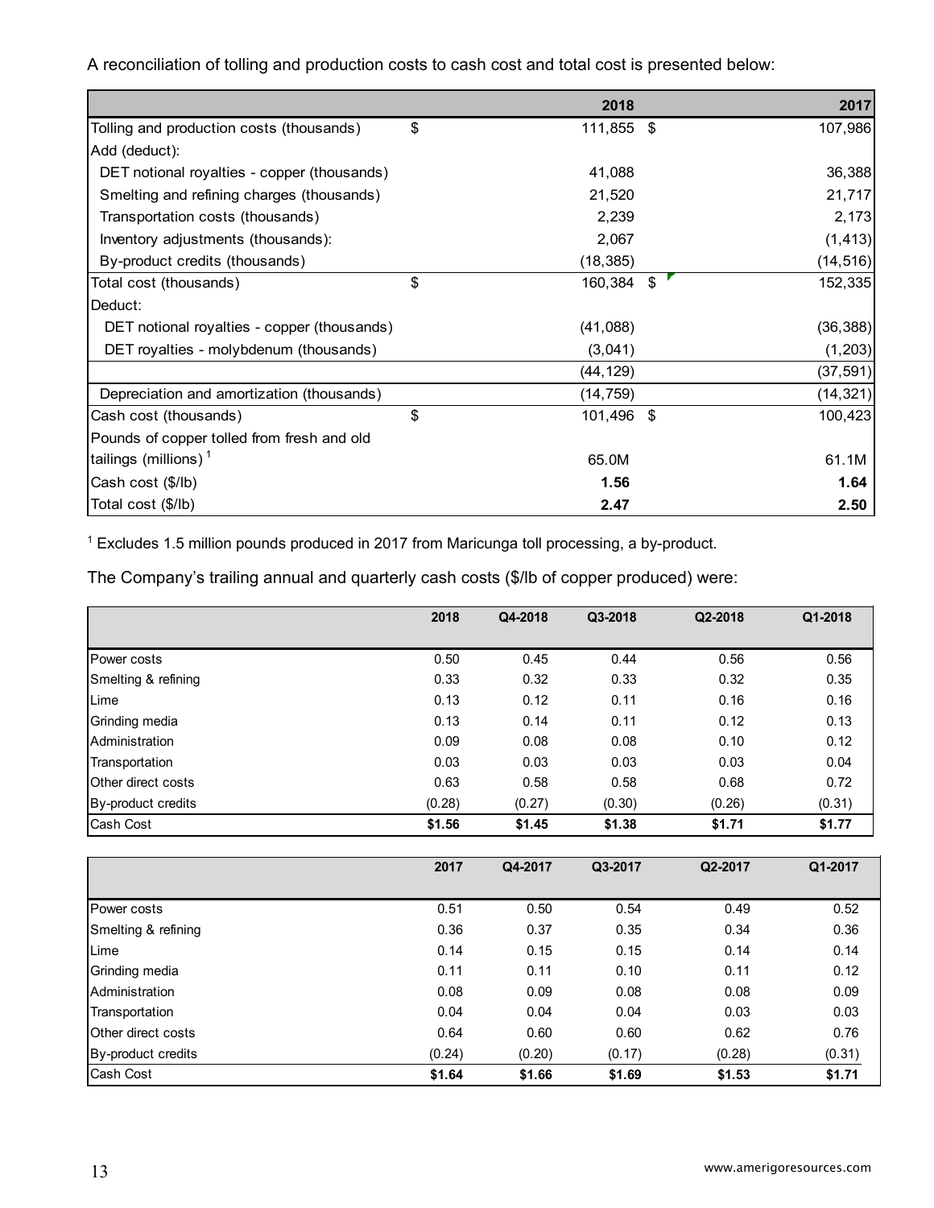A reconciliation of tolling and production costs to cash cost and total cost is presented below:

| | | 2018 | | 2017 |
|---|---|---|---|---|
| Tolling and production costs (thousands) | $ | 111,855 | $ | 107,986 |
| Add (deduct): | | | | |
| DET notional royalties - copper (thousands) | | 41,088 | | 36,388 |
| Smelting and refining charges (thousands) | | 21,520 | | 21,717 |
| Transportation costs (thousands) | | 2,239 | | 2,173 |
| Inventory adjustments (thousands): | | 2,067 | | (1,413) |
| By-product credits (thousands) | | (18,385) | | (14,516) |
| Total cost (thousands) | $ | 160,384 | $ | 152,335 |
| Deduct: | | | | |
| DET notional royalties - copper (thousands) | | (41,088) | | (36,388) |
| DET royalties - molybdenum (thousands) | | (3,041) | | (1,203) |
| | | (44,129) | | (37,591) |
| Depreciation and amortization (thousands) | | (14,759) | | (14,321) |
| Cash cost (thousands) | $ | 101,496 | $ | 100,423 |
| Pounds of copper tolled from fresh and old tailings (millions) [1] | | 65.0M | | 61.1M |
| Cash cost ($/lb) | | **1.56** | | **1.64** |
| Total cost ($/lb) | | **2.47** | | **2.50** |

[1] Excludes 1.5 million pounds produced in 2017 from Maricunga toll processing, a by-product.

The Company's trailing annual and quarterly cash costs ($/lb of copper produced) were:

| | 2018 | Q4-2018 | Q3-2018 | Q2-2018 | Q1-2018 |
|---|---|---|---|---|---|
| Power costs | 0.50 | 0.45 | 0.44 | 0.56 | 0.56 |
| Smelting & refining | 0.33 | 0.32 | 0.33 | 0.32 | 0.35 |
| Lime | 0.13 | 0.12 | 0.11 | 0.16 | 0.16 |
| Grinding media | 0.13 | 0.14 | 0.11 | 0.12 | 0.13 |
| Administration | 0.09 | 0.08 | 0.08 | 0.10 | 0.12 |
| Transportation | 0.03 | 0.03 | 0.03 | 0.03 | 0.04 |
| Other direct costs | 0.63 | 0.58 | 0.58 | 0.68 | 0.72 |
| By-product credits | (0.28) | (0.27) | (0.30) | (0.26) | (0.31) |
| Cash Cost | **$1.56** | **$1.45** | **$1.38** | **$1.71** | **$1.77** |

| | 2017 | Q4-2017 | Q3-2017 | Q2-2017 | Q1-2017 |
|---|---|---|---|---|---|
| Power costs | 0.51 | 0.50 | 0.54 | 0.49 | 0.52 |
| Smelting & refining | 0.36 | 0.37 | 0.35 | 0.34 | 0.36 |
| Lime | 0.14 | 0.15 | 0.15 | 0.14 | 0.14 |
| Grinding media | 0.11 | 0.11 | 0.10 | 0.11 | 0.12 |
| Administration | 0.08 | 0.09 | 0.08 | 0.08 | 0.09 |
| Transportation | 0.04 | 0.04 | 0.04 | 0.03 | 0.03 |
| Other direct costs | 0.64 | 0.60 | 0.60 | 0.62 | 0.76 |
| By-product credits | (0.24) | (0.20) | (0.17) | (0.28) | (0.31) |
| Cash Cost | **$1.64** | **$1.66** | **$1.69** | **$1.53** | **$1.71** |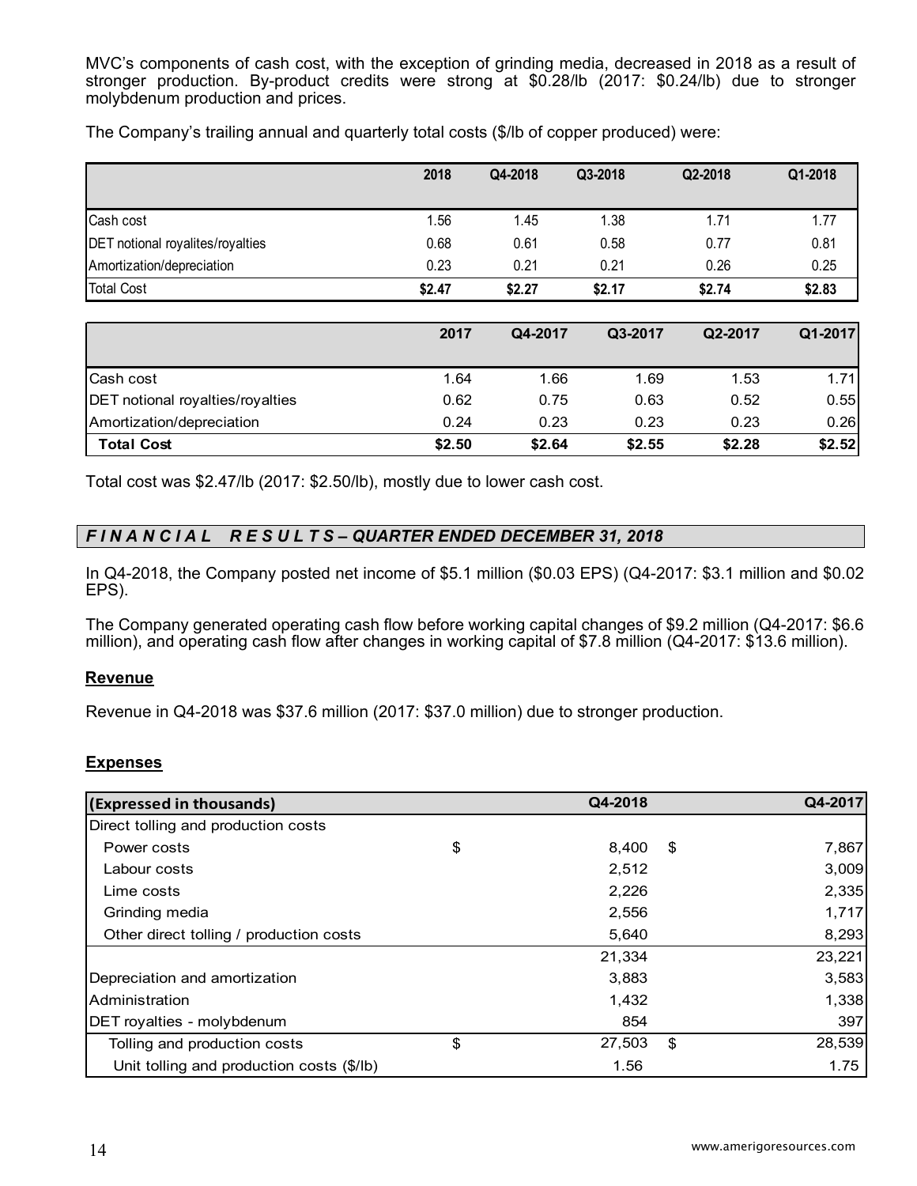MVC's components of cash cost, with the exception of grinding media, decreased in 2018 as a result of stronger production. By-product credits were strong at $0.28/lb (2017: $0.24/lb) due to stronger molybdenum production and prices.

The Company's trailing annual and quarterly total costs ($/lb of copper produced) were:

| | 2018 | Q4-2018 | Q3-2018 | Q2-2018 | Q1-2018 |
|---|---|---|---|---|---|
| Cash cost | 1.56 | 1.45 | 1.38 | 1.71 | 1.77 |
| DET notional royalites/royalties | 0.68 | 0.61 | 0.58 | 0.77 | 0.81 |
| Amortization/depreciation | 0.23 | 0.21 | 0.21 | 0.26 | 0.25 |
| Total Cost | **$2.47** | **$2.27** | **$2.17** | **$2.74** | **$2.83** |

| | 2017 | Q4-2017 | Q3-2017 | Q2-2017 | Q1-2017 |
|---|---|---|---|---|---|
| Cash cost | 1.64 | 1.66 | 1.69 | 1.53 | 1.71 |
| DET notional royalties/royalties | 0.62 | 0.75 | 0.63 | 0.52 | 0.55 |
| Amortization/depreciation | 0.24 | 0.23 | 0.23 | 0.23 | 0.26 |
| **Total Cost** | **$2.50** | **$2.64** | **$2.55** | **$2.28** | **$2.52** |

Total cost was $2.47/lb (2017: $2.50/lb), mostly due to lower cash cost.

## *FINANCIAL RESULTS – QUARTER ENDED DECEMBER 31, 2018*

In Q4-2018, the Company posted net income of $5.1 million ($0.03 EPS) (Q4-2017: $3.1 million and $0.02 EPS).

The Company generated operating cash flow before working capital changes of $9.2 million (Q4-2017: $6.6 million), and operating cash flow after changes in working capital of $7.8 million (Q4-2017: $13.6 million).

### Revenue

Revenue in Q4-2018 was $37.6 million (2017: $37.0 million) due to stronger production.

### Expenses

| (Expressed in thousands) | | Q4-2018 | | Q4-2017 |
|---|---|---|---|---|
| Direct tolling and production costs | | | | |
| Power costs | $ | 8,400 | $ | 7,867 |
| Labour costs | | 2,512 | | 3,009 |
| Lime costs | | 2,226 | | 2,335 |
| Grinding media | | 2,556 | | 1,717 |
| Other direct tolling / production costs | | 5,640 | | 8,293 |
| | | 21,334 | | 23,221 |
| Depreciation and amortization | | 3,883 | | 3,583 |
| Administration | | 1,432 | | 1,338 |
| DET royalties - molybdenum | | 854 | | 397 |
| Tolling and production costs | $ | 27,503 | $ | 28,539 |
| Unit tolling and production costs ($/lb) | | 1.56 | | 1.75 |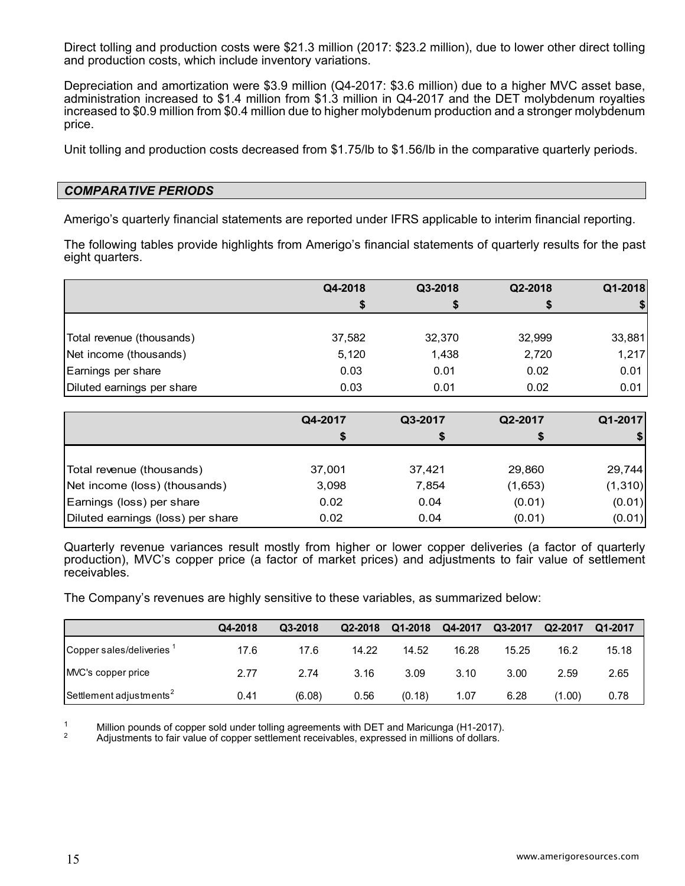Direct tolling and production costs were $21.3 million (2017: $23.2 million), due to lower other direct tolling and production costs, which include inventory variations.

Depreciation and amortization were $3.9 million (Q4-2017: $3.6 million) due to a higher MVC asset base, administration increased to $1.4 million from $1.3 million in Q4-2017 and the DET molybdenum royalties increased to $0.9 million from $0.4 million due to higher molybdenum production and a stronger molybdenum price.

Unit tolling and production costs decreased from $1.75/lb to $1.56/lb in the comparative quarterly periods.

## *COMPARATIVE PERIODS*

Amerigo's quarterly financial statements are reported under IFRS applicable to interim financial reporting.

The following tables provide highlights from Amerigo's financial statements of quarterly results for the past eight quarters.

| | Q4-2018 | Q3-2018 | Q2-2018 | Q1-2018 |
|---|---|---|---|---|
| | $ | $ | $ | $ |
| Total revenue (thousands) | 37,582 | 32,370 | 32,999 | 33,881 |
| Net income (thousands) | 5,120 | 1,438 | 2,720 | 1,217 |
| Earnings per share | 0.03 | 0.01 | 0.02 | 0.01 |
| Diluted earnings per share | 0.03 | 0.01 | 0.02 | 0.01 |

| | Q4-2017 | Q3-2017 | Q2-2017 | Q1-2017 |
|---|---|---|---|---|
| | $ | $ | $ | $ |
| Total revenue (thousands) | 37,001 | 37,421 | 29,860 | 29,744 |
| Net income (loss) (thousands) | 3,098 | 7,854 | (1,653) | (1,310) |
| Earnings (loss) per share | 0.02 | 0.04 | (0.01) | (0.01) |
| Diluted earnings (loss) per share | 0.02 | 0.04 | (0.01) | (0.01) |

Quarterly revenue variances result mostly from higher or lower copper deliveries (a factor of quarterly production), MVC's copper price (a factor of market prices) and adjustments to fair value of settlement receivables.

The Company's revenues are highly sensitive to these variables, as summarized below:

| | Q4-2018 | Q3-2018 | Q2-2018 | Q1-2018 | Q4-2017 | Q3-2017 | Q2-2017 | Q1-2017 |
|---|---|---|---|---|---|---|---|---|
| Copper sales/deliveries [1] | 17.6 | 17.6 | 14.22 | 14.52 | 16.28 | 15.25 | 16.2 | 15.18 |
| MVC's copper price | 2.77 | 2.74 | 3.16 | 3.09 | 3.10 | 3.00 | 2.59 | 2.65 |
| Settlement adjustments [2] | 0.41 | (6.08) | 0.56 | (0.18) | 1.07 | 6.28 | (1.00) | 0.78 |

[1] Million pounds of copper sold under tolling agreements with DET and Maricunga (H1-2017).

[2] Adjustments to fair value of copper settlement receivables, expressed in millions of dollars.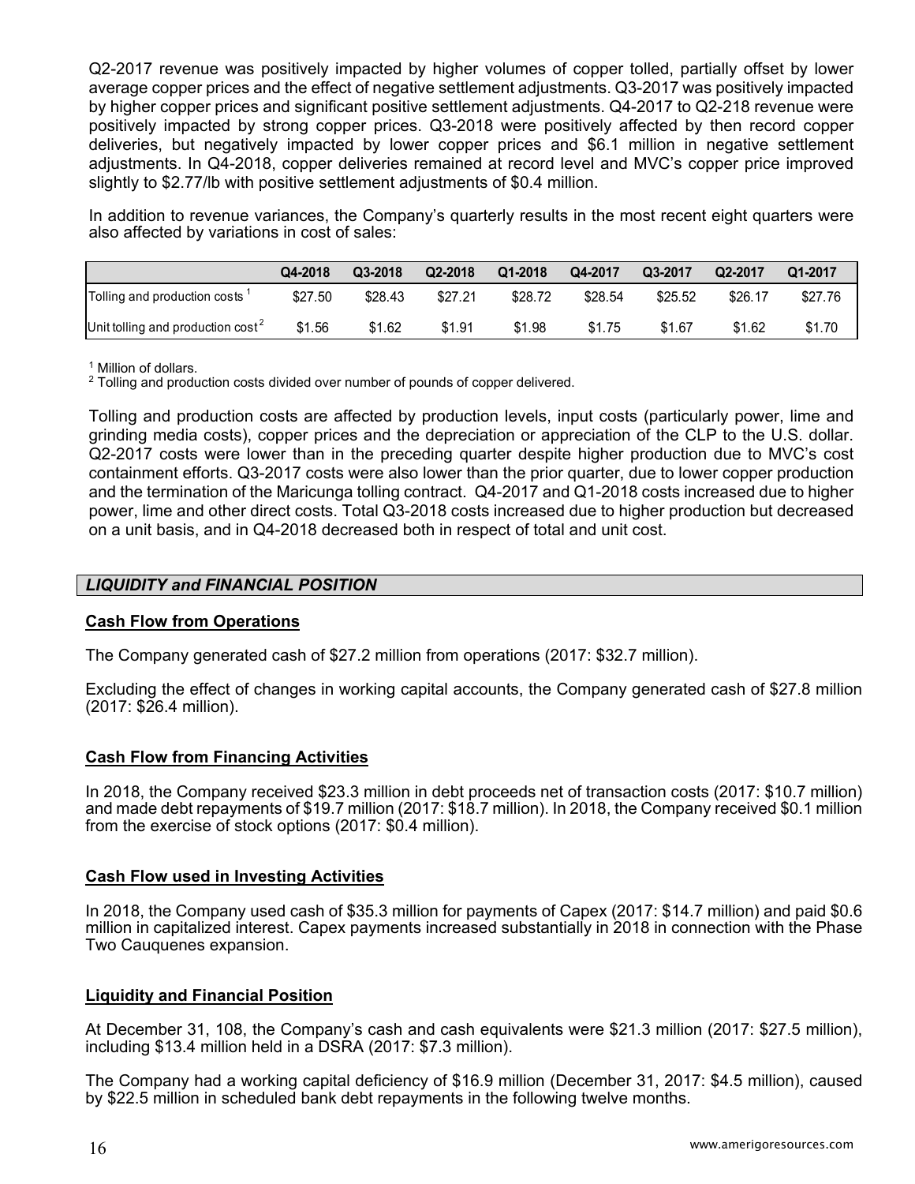Q2-2017 revenue was positively impacted by higher volumes of copper tolled, partially offset by lower average copper prices and the effect of negative settlement adjustments. Q3-2017 was positively impacted by higher copper prices and significant positive settlement adjustments. Q4-2017 to Q2-218 revenue were positively impacted by strong copper prices. Q3-2018 were positively affected by then record copper deliveries, but negatively impacted by lower copper prices and $6.1 million in negative settlement adjustments. In Q4-2018, copper deliveries remained at record level and MVC's copper price improved slightly to $2.77/lb with positive settlement adjustments of $0.4 million.

In addition to revenue variances, the Company's quarterly results in the most recent eight quarters were also affected by variations in cost of sales:

| | Q4-2018 | Q3-2018 | Q2-2018 | Q1-2018 | Q4-2017 | Q3-2017 | Q2-2017 | Q1-2017 |
|---|---|---|---|---|---|---|---|---|
| Tolling and production costs [1] | $27.50 | $28.43 | $27.21 | $28.72 | $28.54 | $25.52 | $26.17 | $27.76 |
| Unit tolling and production cost [2] | $1.56 | $1.62 | $1.91 | $1.98 | $1.75 | $1.67 | $1.62 | $1.70 |

[1] Million of dollars.
[2] Tolling and production costs divided over number of pounds of copper delivered.

Tolling and production costs are affected by production levels, input costs (particularly power, lime and grinding media costs), copper prices and the depreciation or appreciation of the CLP to the U.S. dollar. Q2-2017 costs were lower than in the preceding quarter despite higher production due to MVC's cost containment efforts. Q3-2017 costs were also lower than the prior quarter, due to lower copper production and the termination of the Maricunga tolling contract. Q4-2017 and Q1-2018 costs increased due to higher power, lime and other direct costs. Total Q3-2018 costs increased due to higher production but decreased on a unit basis, and in Q4-2018 decreased both in respect of total and unit cost.

## *LIQUIDITY and FINANCIAL POSITION*

### Cash Flow from Operations

The Company generated cash of $27.2 million from operations (2017: $32.7 million).

Excluding the effect of changes in working capital accounts, the Company generated cash of $27.8 million (2017: $26.4 million).

### Cash Flow from Financing Activities

In 2018, the Company received $23.3 million in debt proceeds net of transaction costs (2017: $10.7 million) and made debt repayments of $19.7 million (2017: $18.7 million). In 2018, the Company received $0.1 million from the exercise of stock options (2017: $0.4 million).

### Cash Flow used in Investing Activities

In 2018, the Company used cash of $35.3 million for payments of Capex (2017: $14.7 million) and paid $0.6 million in capitalized interest. Capex payments increased substantially in 2018 in connection with the Phase Two Cauquenes expansion.

### Liquidity and Financial Position

At December 31, 108, the Company's cash and cash equivalents were $21.3 million (2017: $27.5 million), including $13.4 million held in a DSRA (2017: $7.3 million).

The Company had a working capital deficiency of $16.9 million (December 31, 2017: $4.5 million), caused by $22.5 million in scheduled bank debt repayments in the following twelve months.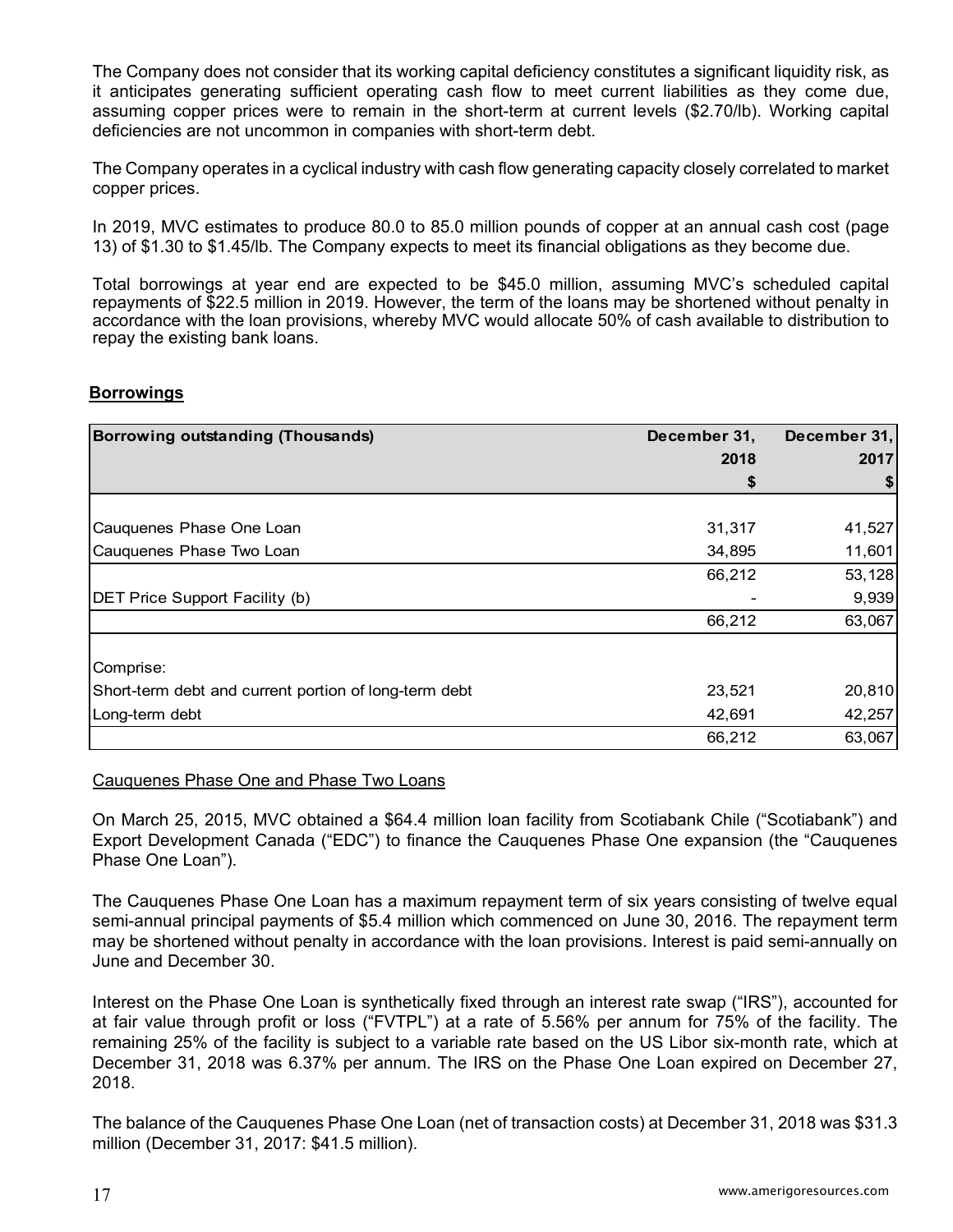The Company does not consider that its working capital deficiency constitutes a significant liquidity risk, as it anticipates generating sufficient operating cash flow to meet current liabilities as they come due, assuming copper prices were to remain in the short-term at current levels ($2.70/lb). Working capital deficiencies are not uncommon in companies with short-term debt.

The Company operates in a cyclical industry with cash flow generating capacity closely correlated to market copper prices.

In 2019, MVC estimates to produce 80.0 to 85.0 million pounds of copper at an annual cash cost (page 13) of $1.30 to $1.45/lb. The Company expects to meet its financial obligations as they become due.

Total borrowings at year end are expected to be $45.0 million, assuming MVC's scheduled capital repayments of $22.5 million in 2019. However, the term of the loans may be shortened without penalty in accordance with the loan provisions, whereby MVC would allocate 50% of cash available to distribution to repay the existing bank loans.

## Borrowings

| Borrowing outstanding (Thousands) | December 31, 2018 $ | December 31, 2017 $ |
|---|---|---|
| Cauquenes Phase One Loan | 31,317 | 41,527 |
| Cauquenes Phase Two Loan | 34,895 | 11,601 |
| | 66,212 | 53,128 |
| DET Price Support Facility (b) | - | 9,939 |
| | 66,212 | 63,067 |
| Comprise: | | |
| Short-term debt and current portion of long-term debt | 23,521 | 20,810 |
| Long-term debt | 42,691 | 42,257 |
| | 66,212 | 63,067 |

### Cauquenes Phase One and Phase Two Loans

On March 25, 2015, MVC obtained a $64.4 million loan facility from Scotiabank Chile ("Scotiabank") and Export Development Canada ("EDC") to finance the Cauquenes Phase One expansion (the "Cauquenes Phase One Loan").

The Cauquenes Phase One Loan has a maximum repayment term of six years consisting of twelve equal semi-annual principal payments of $5.4 million which commenced on June 30, 2016. The repayment term may be shortened without penalty in accordance with the loan provisions. Interest is paid semi-annually on June and December 30.

Interest on the Phase One Loan is synthetically fixed through an interest rate swap ("IRS"), accounted for at fair value through profit or loss ("FVTPL") at a rate of 5.56% per annum for 75% of the facility. The remaining 25% of the facility is subject to a variable rate based on the US Libor six-month rate, which at December 31, 2018 was 6.37% per annum. The IRS on the Phase One Loan expired on December 27, 2018.

The balance of the Cauquenes Phase One Loan (net of transaction costs) at December 31, 2018 was $31.3 million (December 31, 2017: $41.5 million).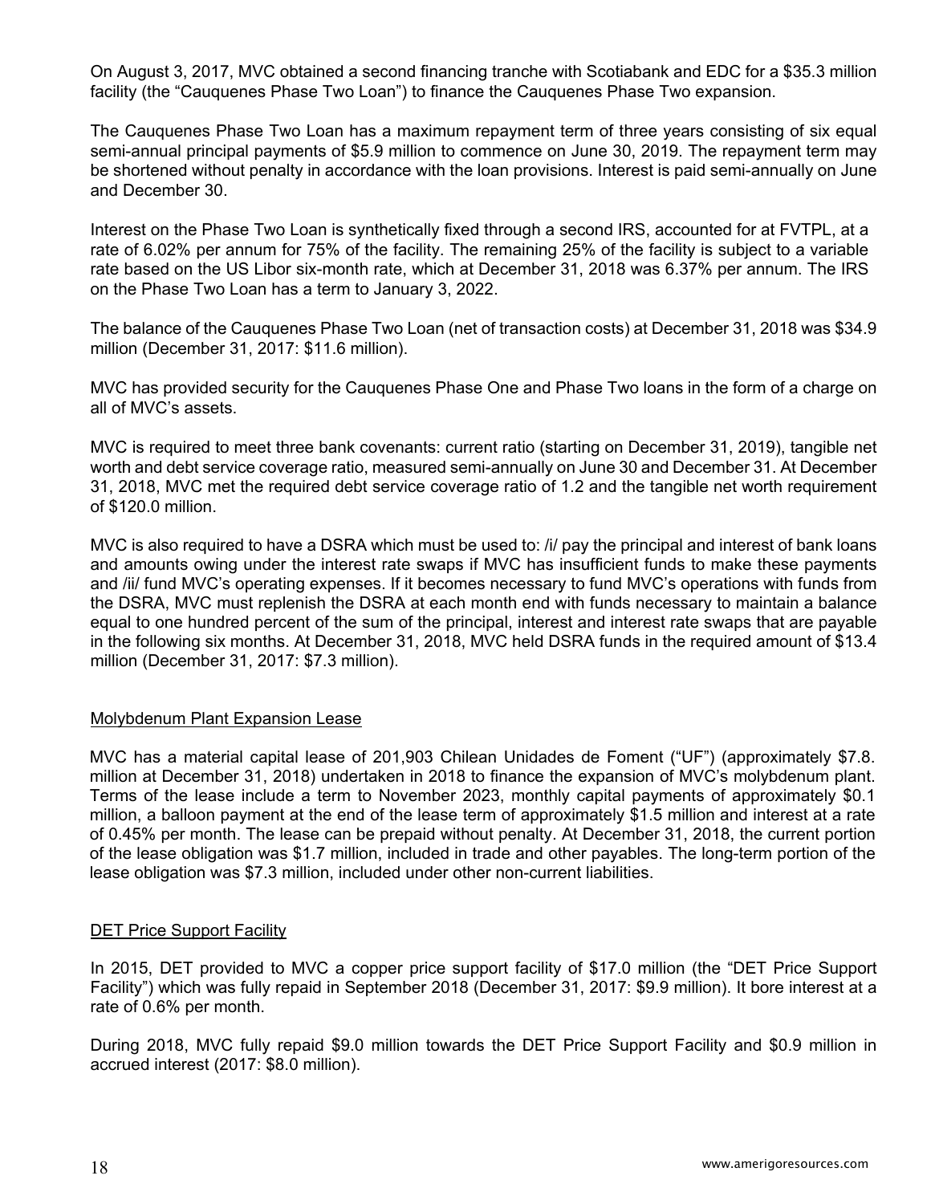On August 3, 2017, MVC obtained a second financing tranche with Scotiabank and EDC for a $35.3 million facility (the "Cauquenes Phase Two Loan") to finance the Cauquenes Phase Two expansion.

The Cauquenes Phase Two Loan has a maximum repayment term of three years consisting of six equal semi-annual principal payments of $5.9 million to commence on June 30, 2019. The repayment term may be shortened without penalty in accordance with the loan provisions. Interest is paid semi-annually on June and December 30.

Interest on the Phase Two Loan is synthetically fixed through a second IRS, accounted for at FVTPL, at a rate of 6.02% per annum for 75% of the facility. The remaining 25% of the facility is subject to a variable rate based on the US Libor six-month rate, which at December 31, 2018 was 6.37% per annum. The IRS on the Phase Two Loan has a term to January 3, 2022.

The balance of the Cauquenes Phase Two Loan (net of transaction costs) at December 31, 2018 was $34.9 million (December 31, 2017: $11.6 million).

MVC has provided security for the Cauquenes Phase One and Phase Two loans in the form of a charge on all of MVC's assets.

MVC is required to meet three bank covenants: current ratio (starting on December 31, 2019), tangible net worth and debt service coverage ratio, measured semi-annually on June 30 and December 31. At December 31, 2018, MVC met the required debt service coverage ratio of 1.2 and the tangible net worth requirement of $120.0 million.

MVC is also required to have a DSRA which must be used to: /i/ pay the principal and interest of bank loans and amounts owing under the interest rate swaps if MVC has insufficient funds to make these payments and /ii/ fund MVC's operating expenses. If it becomes necessary to fund MVC's operations with funds from the DSRA, MVC must replenish the DSRA at each month end with funds necessary to maintain a balance equal to one hundred percent of the sum of the principal, interest and interest rate swaps that are payable in the following six months. At December 31, 2018, MVC held DSRA funds in the required amount of $13.4 million (December 31, 2017: $7.3 million).

## Molybdenum Plant Expansion Lease

MVC has a material capital lease of 201,903 Chilean Unidades de Foment ("UF") (approximately $7.8. million at December 31, 2018) undertaken in 2018 to finance the expansion of MVC's molybdenum plant. Terms of the lease include a term to November 2023, monthly capital payments of approximately $0.1 million, a balloon payment at the end of the lease term of approximately $1.5 million and interest at a rate of 0.45% per month. The lease can be prepaid without penalty. At December 31, 2018, the current portion of the lease obligation was $1.7 million, included in trade and other payables. The long-term portion of the lease obligation was $7.3 million, included under other non-current liabilities.

## DET Price Support Facility

In 2015, DET provided to MVC a copper price support facility of $17.0 million (the "DET Price Support Facility") which was fully repaid in September 2018 (December 31, 2017: $9.9 million). It bore interest at a rate of 0.6% per month.

During 2018, MVC fully repaid $9.0 million towards the DET Price Support Facility and $0.9 million in accrued interest (2017: $8.0 million).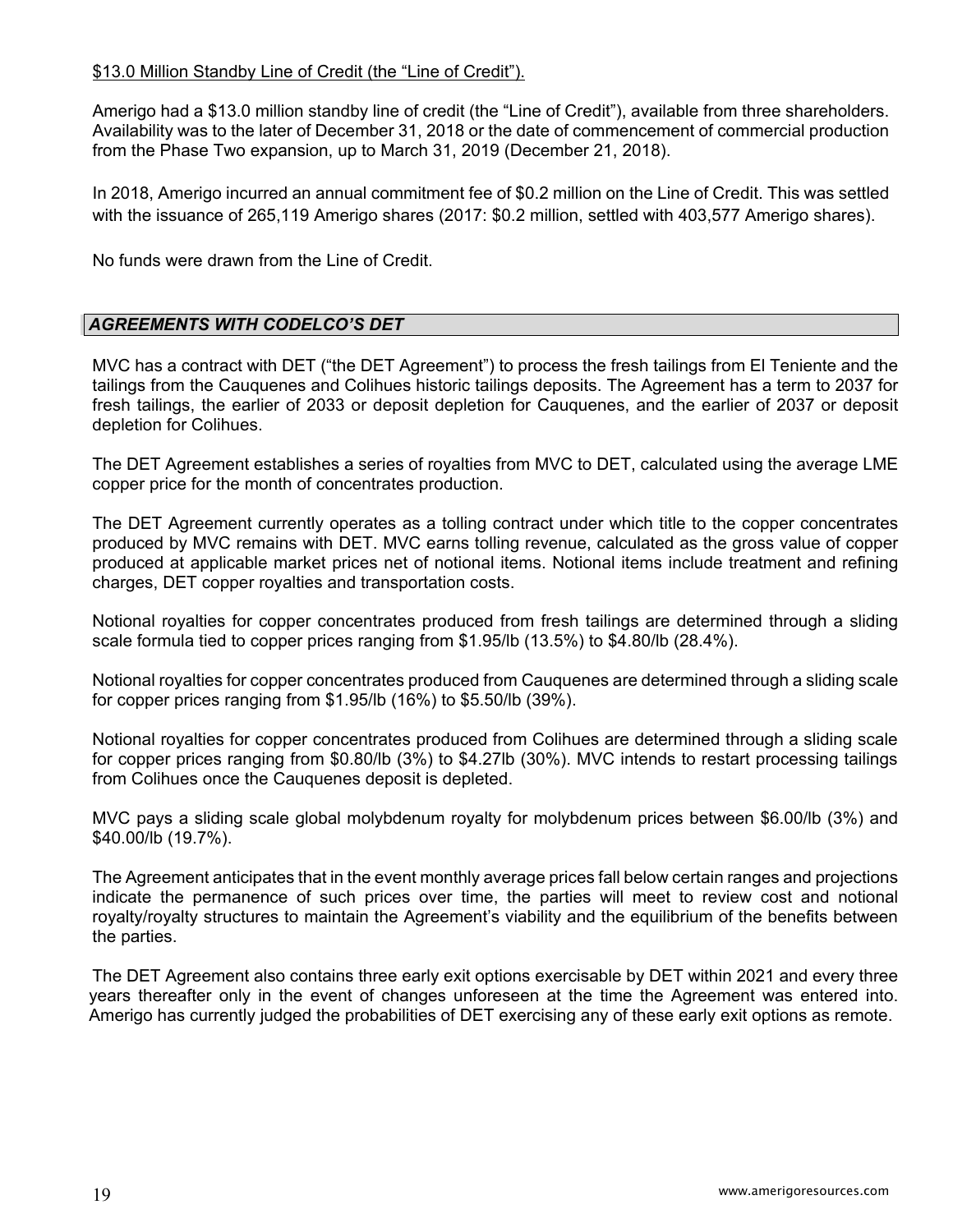$13.0 Million Standby Line of Credit (the "Line of Credit").

Amerigo had a $13.0 million standby line of credit (the "Line of Credit"), available from three shareholders. Availability was to the later of December 31, 2018 or the date of commencement of commercial production from the Phase Two expansion, up to March 31, 2019 (December 21, 2018).

In 2018, Amerigo incurred an annual commitment fee of $0.2 million on the Line of Credit. This was settled with the issuance of 265,119 Amerigo shares (2017: $0.2 million, settled with 403,577 Amerigo shares).

No funds were drawn from the Line of Credit.

## *AGREEMENTS WITH CODELCO'S DET*

MVC has a contract with DET ("the DET Agreement") to process the fresh tailings from El Teniente and the tailings from the Cauquenes and Colihues historic tailings deposits. The Agreement has a term to 2037 for fresh tailings, the earlier of 2033 or deposit depletion for Cauquenes, and the earlier of 2037 or deposit depletion for Colihues.

The DET Agreement establishes a series of royalties from MVC to DET, calculated using the average LME copper price for the month of concentrates production.

The DET Agreement currently operates as a tolling contract under which title to the copper concentrates produced by MVC remains with DET. MVC earns tolling revenue, calculated as the gross value of copper produced at applicable market prices net of notional items. Notional items include treatment and refining charges, DET copper royalties and transportation costs.

Notional royalties for copper concentrates produced from fresh tailings are determined through a sliding scale formula tied to copper prices ranging from $1.95/lb (13.5%) to $4.80/lb (28.4%).

Notional royalties for copper concentrates produced from Cauquenes are determined through a sliding scale for copper prices ranging from $1.95/lb (16%) to $5.50/lb (39%).

Notional royalties for copper concentrates produced from Colihues are determined through a sliding scale for copper prices ranging from $0.80/lb (3%) to $4.27lb (30%). MVC intends to restart processing tailings from Colihues once the Cauquenes deposit is depleted.

MVC pays a sliding scale global molybdenum royalty for molybdenum prices between $6.00/lb (3%) and $40.00/lb (19.7%).

The Agreement anticipates that in the event monthly average prices fall below certain ranges and projections indicate the permanence of such prices over time, the parties will meet to review cost and notional royalty/royalty structures to maintain the Agreement's viability and the equilibrium of the benefits between the parties.

The DET Agreement also contains three early exit options exercisable by DET within 2021 and every three years thereafter only in the event of changes unforeseen at the time the Agreement was entered into. Amerigo has currently judged the probabilities of DET exercising any of these early exit options as remote.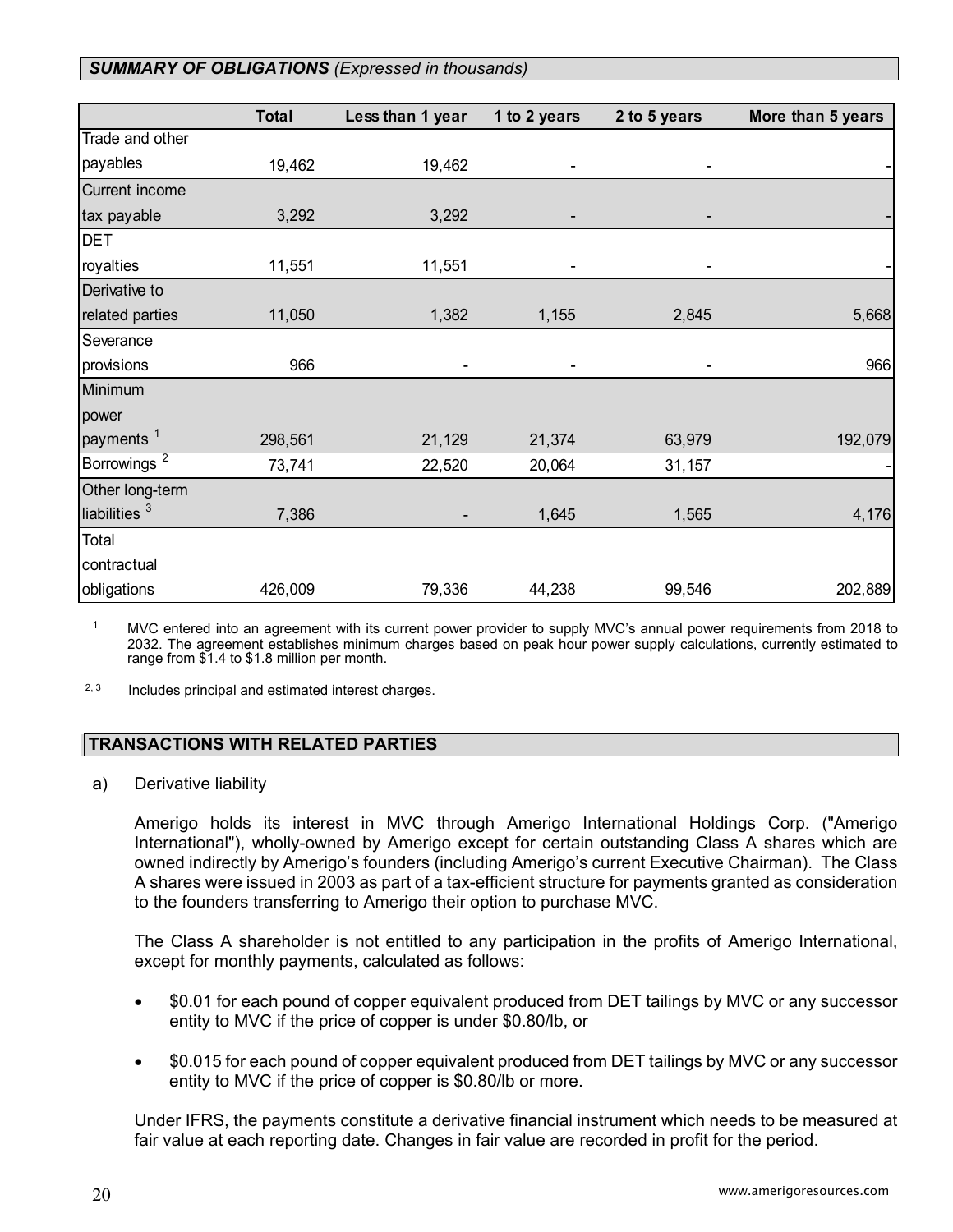## *SUMMARY OF OBLIGATIONS* *(Expressed in thousands)*

| | Total | Less than 1 year | 1 to 2 years | 2 to 5 years | More than 5 years |
|---|---|---|---|---|---|
| Trade and other payables | 19,462 | 19,462 | - | - | - |
| Current income tax payable | 3,292 | 3,292 | - | - | - |
| DET royalties | 11,551 | 11,551 | - | - | - |
| Derivative to related parties | 11,050 | 1,382 | 1,155 | 2,845 | 5,668 |
| Severance provisions | 966 | - | - | - | 966 |
| Minimum power payments [1] | 298,561 | 21,129 | 21,374 | 63,979 | 192,079 |
| Borrowings [2] | 73,741 | 22,520 | 20,064 | 31,157 | - |
| Other long-term liabilities [3] | 7,386 | - | 1,645 | 1,565 | 4,176 |
| Total contractual obligations | 426,009 | 79,336 | 44,238 | 99,546 | 202,889 |

[1] MVC entered into an agreement with its current power provider to supply MVC's annual power requirements from 2018 to 2032. The agreement establishes minimum charges based on peak hour power supply calculations, currently estimated to range from \$1.4 to \$1.8 million per month.

[2, 3] Includes principal and estimated interest charges.

## TRANSACTIONS WITH RELATED PARTIES

a) Derivative liability

Amerigo holds its interest in MVC through Amerigo International Holdings Corp. ("Amerigo International"), wholly-owned by Amerigo except for certain outstanding Class A shares which are owned indirectly by Amerigo's founders (including Amerigo's current Executive Chairman). The Class A shares were issued in 2003 as part of a tax-efficient structure for payments granted as consideration to the founders transferring to Amerigo their option to purchase MVC.

The Class A shareholder is not entitled to any participation in the profits of Amerigo International, except for monthly payments, calculated as follows:

- \$0.01 for each pound of copper equivalent produced from DET tailings by MVC or any successor entity to MVC if the price of copper is under \$0.80/lb, or
- \$0.015 for each pound of copper equivalent produced from DET tailings by MVC or any successor entity to MVC if the price of copper is \$0.80/lb or more.

Under IFRS, the payments constitute a derivative financial instrument which needs to be measured at fair value at each reporting date. Changes in fair value are recorded in profit for the period.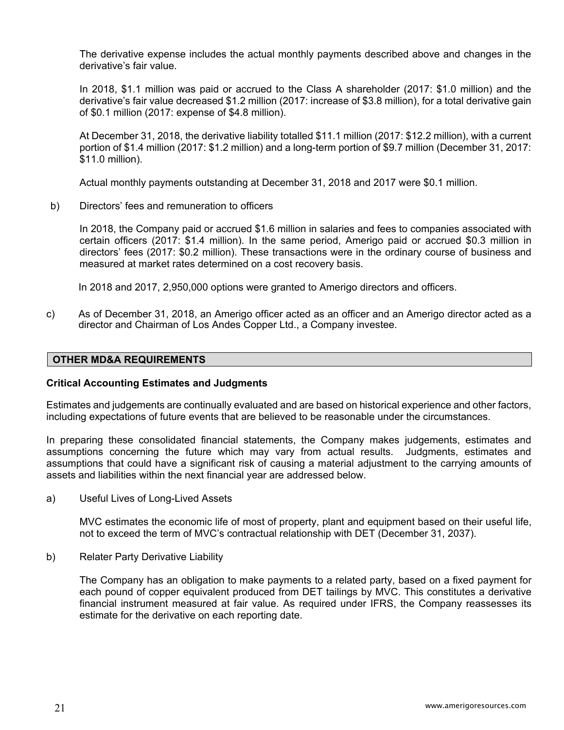The derivative expense includes the actual monthly payments described above and changes in the derivative's fair value.

In 2018, $1.1 million was paid or accrued to the Class A shareholder (2017: $1.0 million) and the derivative's fair value decreased $1.2 million (2017: increase of $3.8 million), for a total derivative gain of $0.1 million (2017: expense of $4.8 million).

At December 31, 2018, the derivative liability totalled $11.1 million (2017: $12.2 million), with a current portion of $1.4 million (2017: $1.2 million) and a long-term portion of $9.7 million (December 31, 2017: $11.0 million).

Actual monthly payments outstanding at December 31, 2018 and 2017 were $0.1 million.

b) Directors' fees and remuneration to officers

In 2018, the Company paid or accrued $1.6 million in salaries and fees to companies associated with certain officers (2017: $1.4 million). In the same period, Amerigo paid or accrued $0.3 million in directors' fees (2017: $0.2 million). These transactions were in the ordinary course of business and measured at market rates determined on a cost recovery basis.

In 2018 and 2017, 2,950,000 options were granted to Amerigo directors and officers.

c) As of December 31, 2018, an Amerigo officer acted as an officer and an Amerigo director acted as a director and Chairman of Los Andes Copper Ltd., a Company investee.

## OTHER MD&A REQUIREMENTS

### Critical Accounting Estimates and Judgments

Estimates and judgements are continually evaluated and are based on historical experience and other factors, including expectations of future events that are believed to be reasonable under the circumstances.

In preparing these consolidated financial statements, the Company makes judgements, estimates and assumptions concerning the future which may vary from actual results. Judgments, estimates and assumptions that could have a significant risk of causing a material adjustment to the carrying amounts of assets and liabilities within the next financial year are addressed below.

a) Useful Lives of Long-Lived Assets

MVC estimates the economic life of most of property, plant and equipment based on their useful life, not to exceed the term of MVC's contractual relationship with DET (December 31, 2037).

b) Relater Party Derivative Liability

The Company has an obligation to make payments to a related party, based on a fixed payment for each pound of copper equivalent produced from DET tailings by MVC. This constitutes a derivative financial instrument measured at fair value. As required under IFRS, the Company reassesses its estimate for the derivative on each reporting date.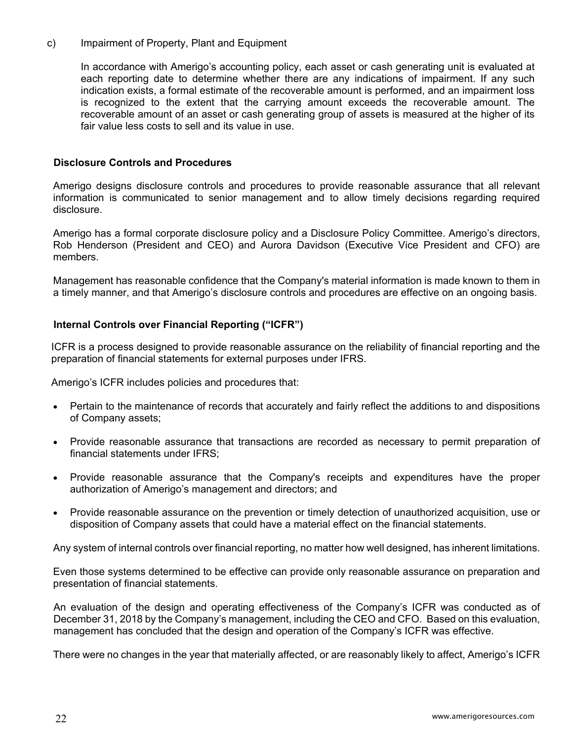c) Impairment of Property, Plant and Equipment

In accordance with Amerigo's accounting policy, each asset or cash generating unit is evaluated at each reporting date to determine whether there are any indications of impairment. If any such indication exists, a formal estimate of the recoverable amount is performed, and an impairment loss is recognized to the extent that the carrying amount exceeds the recoverable amount. The recoverable amount of an asset or cash generating group of assets is measured at the higher of its fair value less costs to sell and its value in use.

**Disclosure Controls and Procedures**

Amerigo designs disclosure controls and procedures to provide reasonable assurance that all relevant information is communicated to senior management and to allow timely decisions regarding required disclosure.

Amerigo has a formal corporate disclosure policy and a Disclosure Policy Committee. Amerigo's directors, Rob Henderson (President and CEO) and Aurora Davidson (Executive Vice President and CFO) are members.

Management has reasonable confidence that the Company's material information is made known to them in a timely manner, and that Amerigo's disclosure controls and procedures are effective on an ongoing basis.

**Internal Controls over Financial Reporting ("ICFR")**

ICFR is a process designed to provide reasonable assurance on the reliability of financial reporting and the preparation of financial statements for external purposes under IFRS.

Amerigo's ICFR includes policies and procedures that:

- Pertain to the maintenance of records that accurately and fairly reflect the additions to and dispositions of Company assets;
- Provide reasonable assurance that transactions are recorded as necessary to permit preparation of financial statements under IFRS;
- Provide reasonable assurance that the Company's receipts and expenditures have the proper authorization of Amerigo's management and directors; and
- Provide reasonable assurance on the prevention or timely detection of unauthorized acquisition, use or disposition of Company assets that could have a material effect on the financial statements.

Any system of internal controls over financial reporting, no matter how well designed, has inherent limitations.

Even those systems determined to be effective can provide only reasonable assurance on preparation and presentation of financial statements.

An evaluation of the design and operating effectiveness of the Company's ICFR was conducted as of December 31, 2018 by the Company's management, including the CEO and CFO. Based on this evaluation, management has concluded that the design and operation of the Company's ICFR was effective.

There were no changes in the year that materially affected, or are reasonably likely to affect, Amerigo's ICFR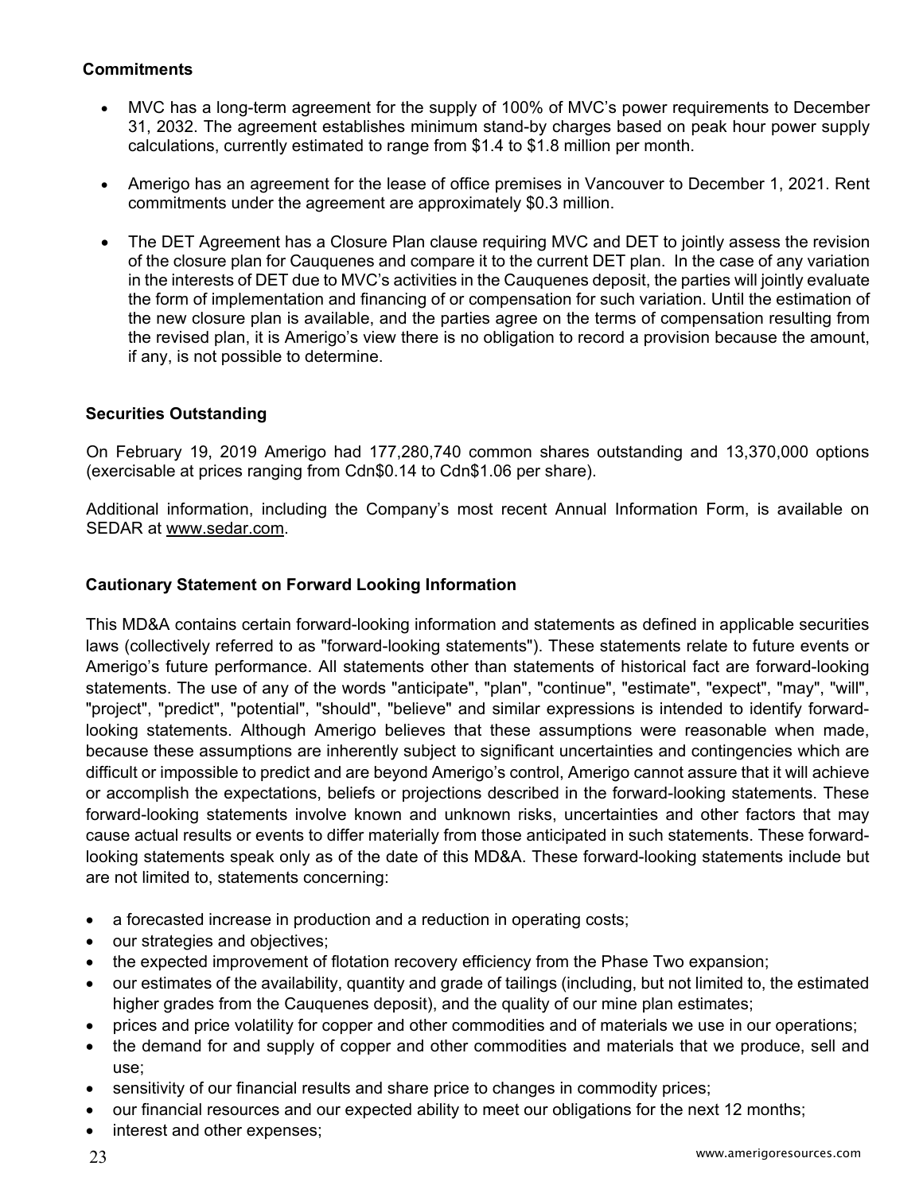**Commitments**

- MVC has a long-term agreement for the supply of 100% of MVC's power requirements to December 31, 2032. The agreement establishes minimum stand-by charges based on peak hour power supply calculations, currently estimated to range from $1.4 to $1.8 million per month.

- Amerigo has an agreement for the lease of office premises in Vancouver to December 1, 2021. Rent commitments under the agreement are approximately $0.3 million.

- The DET Agreement has a Closure Plan clause requiring MVC and DET to jointly assess the revision of the closure plan for Cauquenes and compare it to the current DET plan. In the case of any variation in the interests of DET due to MVC's activities in the Cauquenes deposit, the parties will jointly evaluate the form of implementation and financing of or compensation for such variation. Until the estimation of the new closure plan is available, and the parties agree on the terms of compensation resulting from the revised plan, it is Amerigo's view there is no obligation to record a provision because the amount, if any, is not possible to determine.

**Securities Outstanding**

On February 19, 2019 Amerigo had 177,280,740 common shares outstanding and 13,370,000 options (exercisable at prices ranging from Cdn$0.14 to Cdn$1.06 per share).

Additional information, including the Company's most recent Annual Information Form, is available on SEDAR at www.sedar.com.

**Cautionary Statement on Forward Looking Information**

This MD&A contains certain forward-looking information and statements as defined in applicable securities laws (collectively referred to as "forward-looking statements"). These statements relate to future events or Amerigo's future performance. All statements other than statements of historical fact are forward-looking statements. The use of any of the words "anticipate", "plan", "continue", "estimate", "expect", "may", "will", "project", "predict", "potential", "should", "believe" and similar expressions is intended to identify forward-looking statements. Although Amerigo believes that these assumptions were reasonable when made, because these assumptions are inherently subject to significant uncertainties and contingencies which are difficult or impossible to predict and are beyond Amerigo's control, Amerigo cannot assure that it will achieve or accomplish the expectations, beliefs or projections described in the forward-looking statements. These forward-looking statements involve known and unknown risks, uncertainties and other factors that may cause actual results or events to differ materially from those anticipated in such statements. These forward-looking statements speak only as of the date of this MD&A. These forward-looking statements include but are not limited to, statements concerning:

- a forecasted increase in production and a reduction in operating costs;
- our strategies and objectives;
- the expected improvement of flotation recovery efficiency from the Phase Two expansion;
- our estimates of the availability, quantity and grade of tailings (including, but not limited to, the estimated higher grades from the Cauquenes deposit), and the quality of our mine plan estimates;
- prices and price volatility for copper and other commodities and of materials we use in our operations;
- the demand for and supply of copper and other commodities and materials that we produce, sell and use;
- sensitivity of our financial results and share price to changes in commodity prices;
- our financial resources and our expected ability to meet our obligations for the next 12 months;
- interest and other expenses;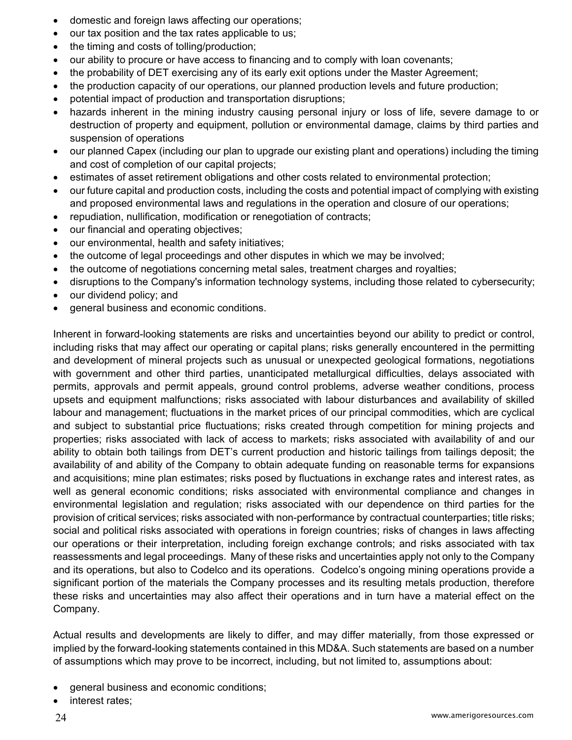- domestic and foreign laws affecting our operations;
- our tax position and the tax rates applicable to us;
- the timing and costs of tolling/production;
- our ability to procure or have access to financing and to comply with loan covenants;
- the probability of DET exercising any of its early exit options under the Master Agreement;
- the production capacity of our operations, our planned production levels and future production;
- potential impact of production and transportation disruptions;
- hazards inherent in the mining industry causing personal injury or loss of life, severe damage to or destruction of property and equipment, pollution or environmental damage, claims by third parties and suspension of operations
- our planned Capex (including our plan to upgrade our existing plant and operations) including the timing and cost of completion of our capital projects;
- estimates of asset retirement obligations and other costs related to environmental protection;
- our future capital and production costs, including the costs and potential impact of complying with existing and proposed environmental laws and regulations in the operation and closure of our operations;
- repudiation, nullification, modification or renegotiation of contracts;
- our financial and operating objectives;
- our environmental, health and safety initiatives;
- the outcome of legal proceedings and other disputes in which we may be involved;
- the outcome of negotiations concerning metal sales, treatment charges and royalties;
- disruptions to the Company's information technology systems, including those related to cybersecurity;
- our dividend policy; and
- general business and economic conditions.

Inherent in forward-looking statements are risks and uncertainties beyond our ability to predict or control, including risks that may affect our operating or capital plans; risks generally encountered in the permitting and development of mineral projects such as unusual or unexpected geological formations, negotiations with government and other third parties, unanticipated metallurgical difficulties, delays associated with permits, approvals and permit appeals, ground control problems, adverse weather conditions, process upsets and equipment malfunctions; risks associated with labour disturbances and availability of skilled labour and management; fluctuations in the market prices of our principal commodities, which are cyclical and subject to substantial price fluctuations; risks created through competition for mining projects and properties; risks associated with lack of access to markets; risks associated with availability of and our ability to obtain both tailings from DET's current production and historic tailings from tailings deposit; the availability of and ability of the Company to obtain adequate funding on reasonable terms for expansions and acquisitions; mine plan estimates; risks posed by fluctuations in exchange rates and interest rates, as well as general economic conditions; risks associated with environmental compliance and changes in environmental legislation and regulation; risks associated with our dependence on third parties for the provision of critical services; risks associated with non-performance by contractual counterparties; title risks; social and political risks associated with operations in foreign countries; risks of changes in laws affecting our operations or their interpretation, including foreign exchange controls; and risks associated with tax reassessments and legal proceedings. Many of these risks and uncertainties apply not only to the Company and its operations, but also to Codelco and its operations. Codelco's ongoing mining operations provide a significant portion of the materials the Company processes and its resulting metals production, therefore these risks and uncertainties may also affect their operations and in turn have a material effect on the Company.

Actual results and developments are likely to differ, and may differ materially, from those expressed or implied by the forward-looking statements contained in this MD&A. Such statements are based on a number of assumptions which may prove to be incorrect, including, but not limited to, assumptions about:

- general business and economic conditions;
- interest rates;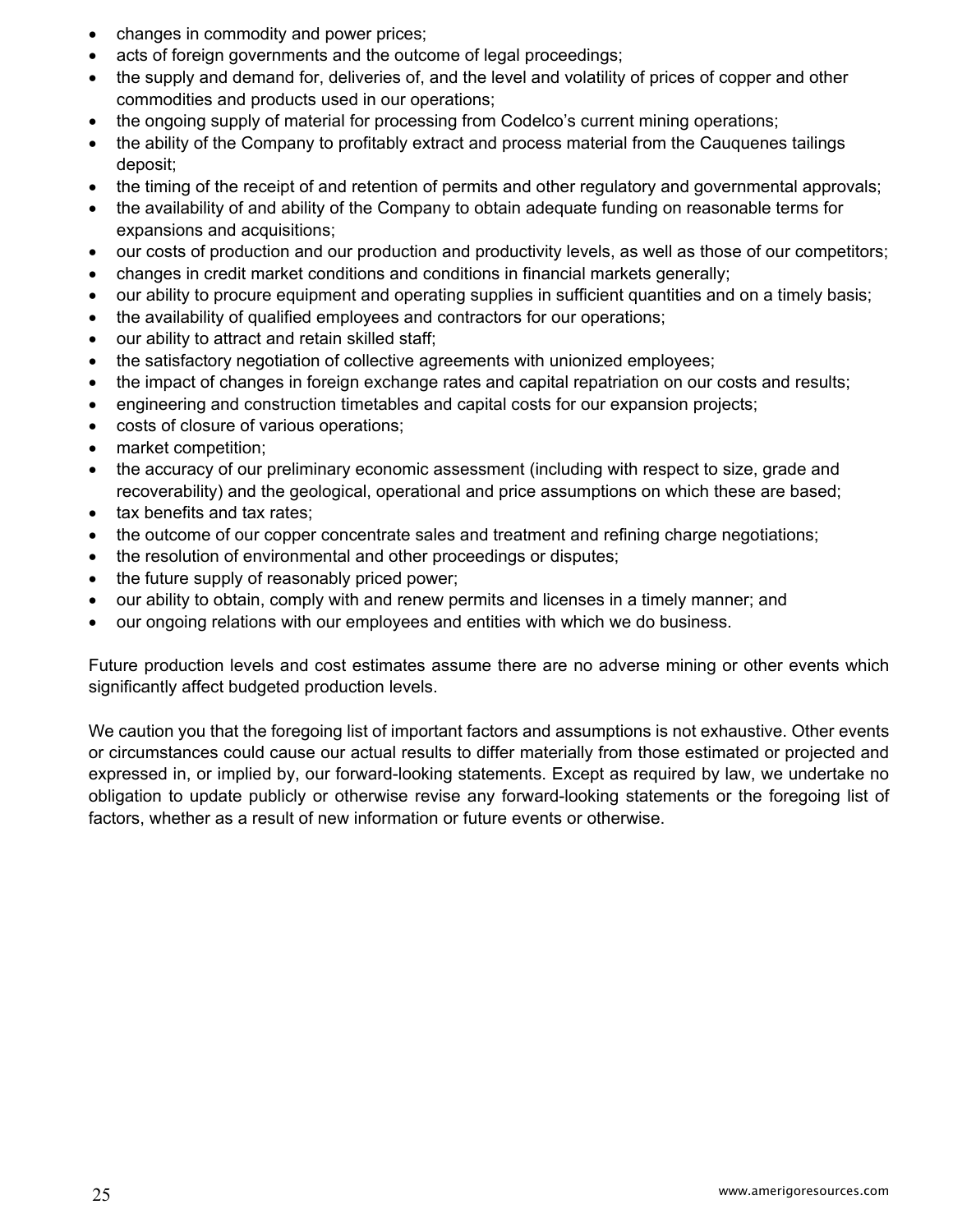- changes in commodity and power prices;
- acts of foreign governments and the outcome of legal proceedings;
- the supply and demand for, deliveries of, and the level and volatility of prices of copper and other commodities and products used in our operations;
- the ongoing supply of material for processing from Codelco's current mining operations;
- the ability of the Company to profitably extract and process material from the Cauquenes tailings deposit;
- the timing of the receipt of and retention of permits and other regulatory and governmental approvals;
- the availability of and ability of the Company to obtain adequate funding on reasonable terms for expansions and acquisitions;
- our costs of production and our production and productivity levels, as well as those of our competitors;
- changes in credit market conditions and conditions in financial markets generally;
- our ability to procure equipment and operating supplies in sufficient quantities and on a timely basis;
- the availability of qualified employees and contractors for our operations;
- our ability to attract and retain skilled staff;
- the satisfactory negotiation of collective agreements with unionized employees;
- the impact of changes in foreign exchange rates and capital repatriation on our costs and results;
- engineering and construction timetables and capital costs for our expansion projects;
- costs of closure of various operations;
- market competition;
- the accuracy of our preliminary economic assessment (including with respect to size, grade and recoverability) and the geological, operational and price assumptions on which these are based;
- tax benefits and tax rates;
- the outcome of our copper concentrate sales and treatment and refining charge negotiations;
- the resolution of environmental and other proceedings or disputes;
- the future supply of reasonably priced power;
- our ability to obtain, comply with and renew permits and licenses in a timely manner; and
- our ongoing relations with our employees and entities with which we do business.

Future production levels and cost estimates assume there are no adverse mining or other events which significantly affect budgeted production levels.

We caution you that the foregoing list of important factors and assumptions is not exhaustive. Other events or circumstances could cause our actual results to differ materially from those estimated or projected and expressed in, or implied by, our forward-looking statements. Except as required by law, we undertake no obligation to update publicly or otherwise revise any forward-looking statements or the foregoing list of factors, whether as a result of new information or future events or otherwise.